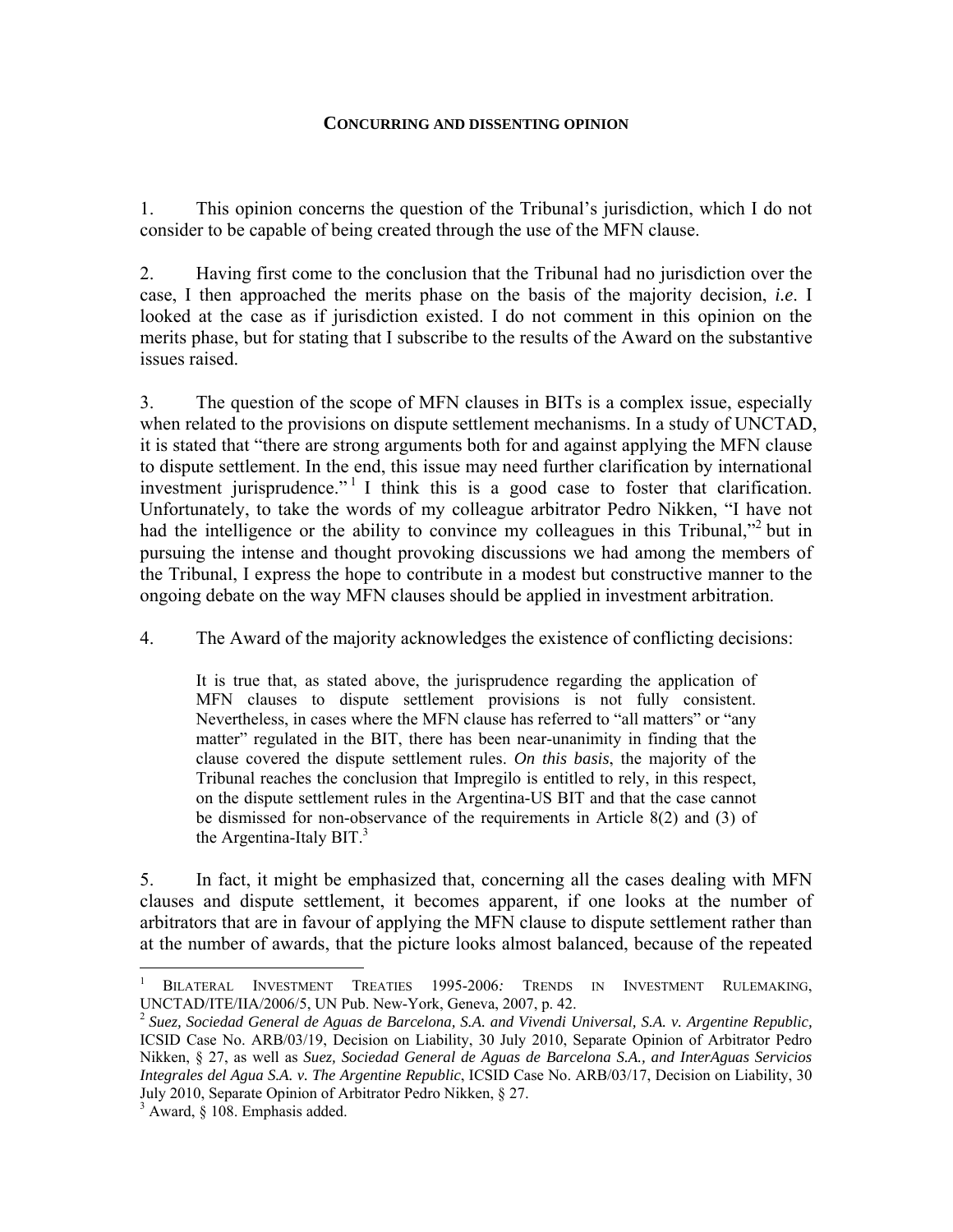**CONCURRING AND DISSENTING OPINION**

1. This opinion concerns the question of the Tribunal's jurisdiction, which I do not consider to be capable of being created through the use of the MFN clause.

2. Having first come to the conclusion that the Tribunal had no jurisdiction over the case, I then approached the merits phase on the basis of the majority decision, *i.e*. I looked at the case as if jurisdiction existed. I do not comment in this opinion on the merits phase, but for stating that I subscribe to the results of the Award on the substantive issues raised.

3. The question of the scope of MFN clauses in BITs is a complex issue, especially when related to the provisions on dispute settlement mechanisms. In a study of UNCTAD, it is stated that "there are strong arguments both for and against applying the MFN clause to dispute settlement. In the end, this issue may need further clarification by international investment jurisprudence."[1] I think this is a good case to foster that clarification. Unfortunately, to take the words of my colleague arbitrator Pedro Nikken, "I have not had the intelligence or the ability to convince my colleagues in this Tribunal,"[2] but in pursuing the intense and thought provoking discussions we had among the members of the Tribunal, I express the hope to contribute in a modest but constructive manner to the ongoing debate on the way MFN clauses should be applied in investment arbitration.

4. The Award of the majority acknowledges the existence of conflicting decisions:

> It is true that, as stated above, the jurisprudence regarding the application of MFN clauses to dispute settlement provisions is not fully consistent. Nevertheless, in cases where the MFN clause has referred to "all matters" or "any matter" regulated in the BIT, there has been near-unanimity in finding that the clause covered the dispute settlement rules. *On this basis*, the majority of the Tribunal reaches the conclusion that Impregilo is entitled to rely, in this respect, on the dispute settlement rules in the Argentina-US BIT and that the case cannot be dismissed for non-observance of the requirements in Article 8(2) and (3) of the Argentina-Italy BIT.[3]

5. In fact, it might be emphasized that, concerning all the cases dealing with MFN clauses and dispute settlement, it becomes apparent, if one looks at the number of arbitrators that are in favour of applying the MFN clause to dispute settlement rather than at the number of awards, that the picture looks almost balanced, because of the repeated

---

[1] BILATERAL INVESTMENT TREATIES 1995-2006*:* TRENDS IN INVESTMENT RULEMAKING, UNCTAD/ITE/IIA/2006/5, UN Pub. New-York, Geneva, 2007, p. 42.

[2] *Suez, Sociedad General de Aguas de Barcelona, S.A. and Vivendi Universal, S.A. v. Argentine Republic,* ICSID Case No. ARB/03/19, Decision on Liability, 30 July 2010, Separate Opinion of Arbitrator Pedro Nikken, § 27, as well as *Suez, Sociedad General de Aguas de Barcelona S.A., and InterAguas Servicios Integrales del Agua S.A. v. The Argentine Republic*, ICSID Case No. ARB/03/17, Decision on Liability, 30 July 2010, Separate Opinion of Arbitrator Pedro Nikken, § 27.

[3] Award, § 108. Emphasis added.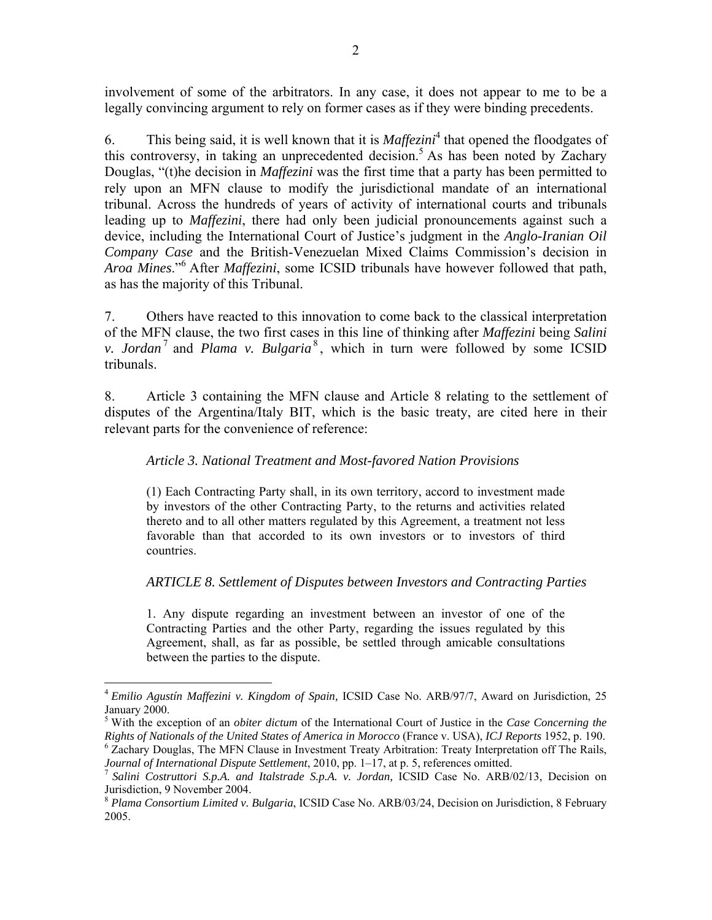involvement of some of the arbitrators. In any case, it does not appear to me to be a legally convincing argument to rely on former cases as if they were binding precedents.

6. This being said, it is well known that it is *Maffezini*[4] that opened the floodgates of this controversy, in taking an unprecedented decision.[5] As has been noted by Zachary Douglas, "(t)he decision in *Maffezini* was the first time that a party has been permitted to rely upon an MFN clause to modify the jurisdictional mandate of an international tribunal. Across the hundreds of years of activity of international courts and tribunals leading up to *Maffezini*, there had only been judicial pronouncements against such a device, including the International Court of Justice's judgment in the *Anglo-Iranian Oil Company Case* and the British-Venezuelan Mixed Claims Commission's decision in *Aroa Mines*."[6] After *Maffezini*, some ICSID tribunals have however followed that path, as has the majority of this Tribunal.

7. Others have reacted to this innovation to come back to the classical interpretation of the MFN clause, the two first cases in this line of thinking after *Maffezini* being *Salini v. Jordan*[7] and *Plama v. Bulgaria*[8], which in turn were followed by some ICSID tribunals.

8. Article 3 containing the MFN clause and Article 8 relating to the settlement of disputes of the Argentina/Italy BIT, which is the basic treaty, are cited here in their relevant parts for the convenience of reference:

> *Article 3. National Treatment and Most-favored Nation Provisions*
>
> (1) Each Contracting Party shall, in its own territory, accord to investment made by investors of the other Contracting Party, to the returns and activities related thereto and to all other matters regulated by this Agreement, a treatment not less favorable than that accorded to its own investors or to investors of third countries.
>
> *ARTICLE 8. Settlement of Disputes between Investors and Contracting Parties*
>
> 1. Any dispute regarding an investment between an investor of one of the Contracting Parties and the other Party, regarding the issues regulated by this Agreement, shall, as far as possible, be settled through amicable consultations between the parties to the dispute.

---

[4] *Emilio Agustín Maffezini v. Kingdom of Spain,* ICSID Case No. ARB/97/7, Award on Jurisdiction, 25 January 2000.

[5] With the exception of an *obiter dictum* of the International Court of Justice in the *Case Concerning the Rights of Nationals of the United States of America in Morocco* (France v. USA), *ICJ Reports* 1952, p. 190.

[6] Zachary Douglas, The MFN Clause in Investment Treaty Arbitration: Treaty Interpretation off The Rails, *Journal of International Dispute Settlement*, 2010, pp. 1–17, at p. 5, references omitted.

[7] *Salini Costruttori S.p.A. and Italstrade S.p.A. v. Jordan,* ICSID Case No. ARB/02/13, Decision on Jurisdiction, 9 November 2004.

[8] *Plama Consortium Limited v. Bulgaria*, ICSID Case No. ARB/03/24, Decision on Jurisdiction, 8 February 2005.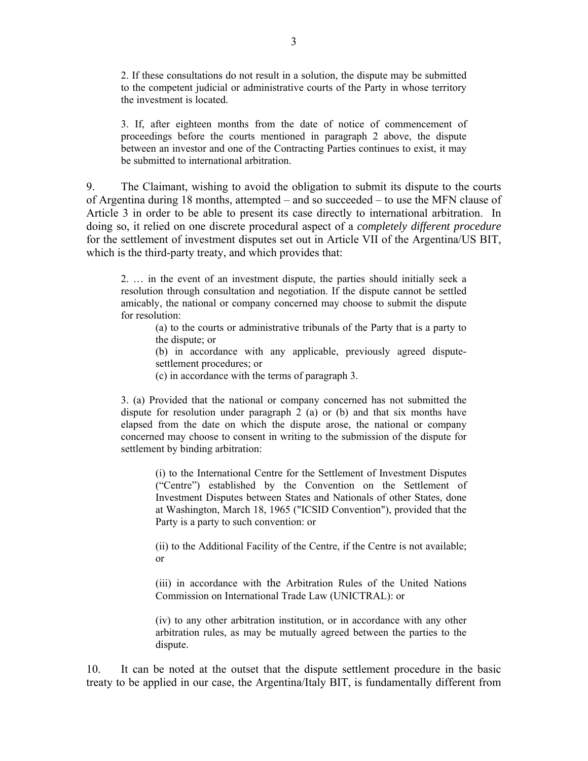> 2. If these consultations do not result in a solution, the dispute may be submitted to the competent judicial or administrative courts of the Party in whose territory the investment is located.
>
> 3. If, after eighteen months from the date of notice of commencement of proceedings before the courts mentioned in paragraph 2 above, the dispute between an investor and one of the Contracting Parties continues to exist, it may be submitted to international arbitration.

9. The Claimant, wishing to avoid the obligation to submit its dispute to the courts of Argentina during 18 months, attempted – and so succeeded – to use the MFN clause of Article 3 in order to be able to present its case directly to international arbitration. In doing so, it relied on one discrete procedural aspect of a *completely different procedure* for the settlement of investment disputes set out in Article VII of the Argentina/US BIT, which is the third-party treaty, and which provides that:

> 2. … in the event of an investment dispute, the parties should initially seek a resolution through consultation and negotiation. If the dispute cannot be settled amicably, the national or company concerned may choose to submit the dispute for resolution:
>
> > (a) to the courts or administrative tribunals of the Party that is a party to the dispute; or
> > (b) in accordance with any applicable, previously agreed dispute-settlement procedures; or
> > (c) in accordance with the terms of paragraph 3.
>
> 3. (a) Provided that the national or company concerned has not submitted the dispute for resolution under paragraph 2 (a) or (b) and that six months have elapsed from the date on which the dispute arose, the national or company concerned may choose to consent in writing to the submission of the dispute for settlement by binding arbitration:
>
> > (i) to the International Centre for the Settlement of Investment Disputes ("Centre") established by the Convention on the Settlement of Investment Disputes between States and Nationals of other States, done at Washington, March 18, 1965 ("ICSID Convention"), provided that the Party is a party to such convention: or
> >
> > (ii) to the Additional Facility of the Centre, if the Centre is not available; or
> >
> > (iii) in accordance with the Arbitration Rules of the United Nations Commission on International Trade Law (UNICTRAL): or
> >
> > (iv) to any other arbitration institution, or in accordance with any other arbitration rules, as may be mutually agreed between the parties to the dispute.

10. It can be noted at the outset that the dispute settlement procedure in the basic treaty to be applied in our case, the Argentina/Italy BIT, is fundamentally different from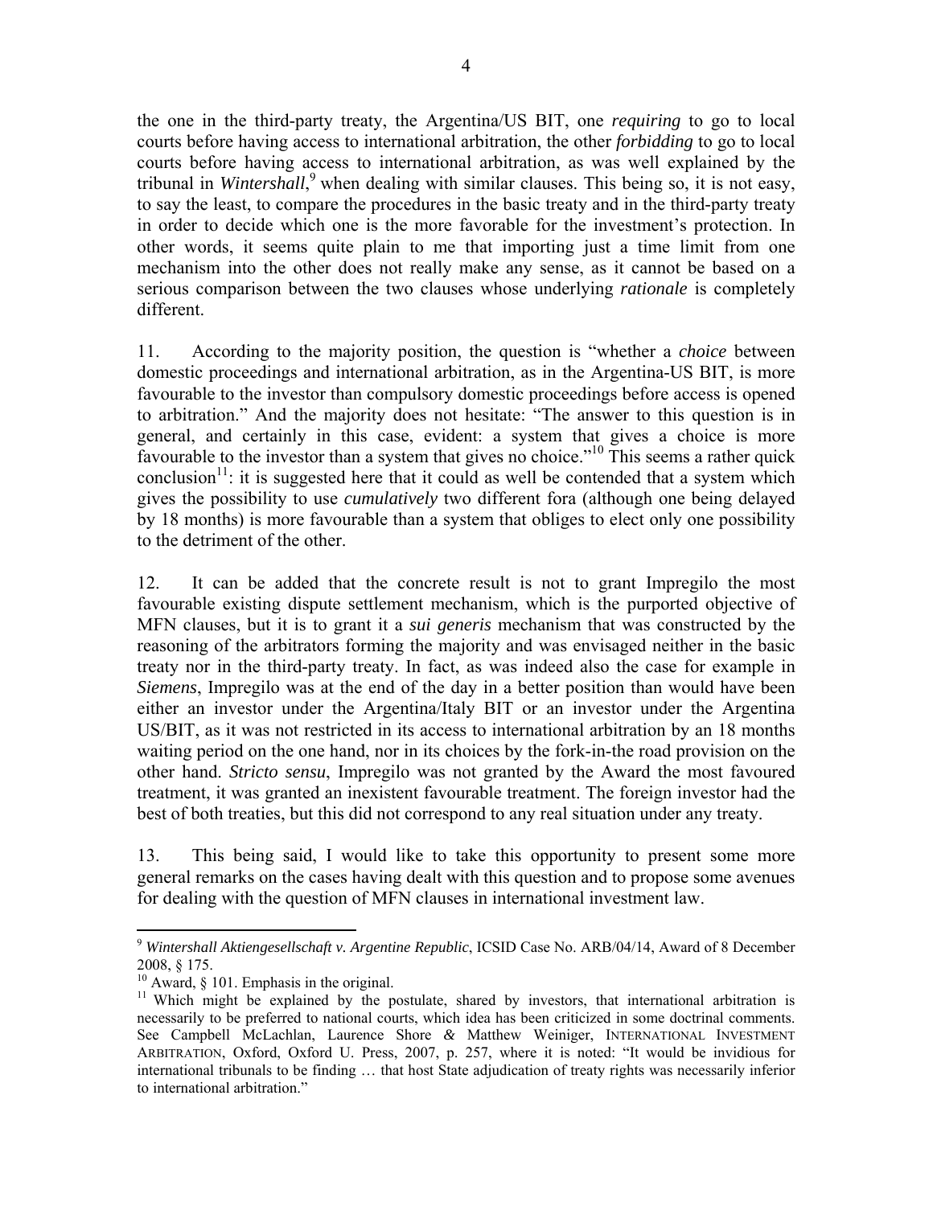the one in the third-party treaty, the Argentina/US BIT, one *requiring* to go to local courts before having access to international arbitration, the other *forbidding* to go to local courts before having access to international arbitration, as was well explained by the tribunal in *Wintershall*,[9] when dealing with similar clauses. This being so, it is not easy, to say the least, to compare the procedures in the basic treaty and in the third-party treaty in order to decide which one is the more favorable for the investment's protection. In other words, it seems quite plain to me that importing just a time limit from one mechanism into the other does not really make any sense, as it cannot be based on a serious comparison between the two clauses whose underlying *rationale* is completely different.

11. According to the majority position, the question is "whether a *choice* between domestic proceedings and international arbitration, as in the Argentina-US BIT, is more favourable to the investor than compulsory domestic proceedings before access is opened to arbitration." And the majority does not hesitate: "The answer to this question is in general, and certainly in this case, evident: a system that gives a choice is more favourable to the investor than a system that gives no choice."[10] This seems a rather quick conclusion[11]: it is suggested here that it could as well be contended that a system which gives the possibility to use *cumulatively* two different fora (although one being delayed by 18 months) is more favourable than a system that obliges to elect only one possibility to the detriment of the other.

12. It can be added that the concrete result is not to grant Impregilo the most favourable existing dispute settlement mechanism, which is the purported objective of MFN clauses, but it is to grant it a *sui generis* mechanism that was constructed by the reasoning of the arbitrators forming the majority and was envisaged neither in the basic treaty nor in the third-party treaty. In fact, as was indeed also the case for example in *Siemens*, Impregilo was at the end of the day in a better position than would have been either an investor under the Argentina/Italy BIT or an investor under the Argentina US/BIT, as it was not restricted in its access to international arbitration by an 18 months waiting period on the one hand, nor in its choices by the fork-in-the road provision on the other hand. *Stricto sensu*, Impregilo was not granted by the Award the most favoured treatment, it was granted an inexistent favourable treatment. The foreign investor had the best of both treaties, but this did not correspond to any real situation under any treaty.

13. This being said, I would like to take this opportunity to present some more general remarks on the cases having dealt with this question and to propose some avenues for dealing with the question of MFN clauses in international investment law.

---

[9] *Wintershall Aktiengesellschaft v. Argentine Republic*, ICSID Case No. ARB/04/14, Award of 8 December 2008, § 175.

[10] Award, § 101. Emphasis in the original.

[11] Which might be explained by the postulate, shared by investors, that international arbitration is necessarily to be preferred to national courts, which idea has been criticized in some doctrinal comments. See Campbell McLachlan, Laurence Shore *&* Matthew Weiniger, INTERNATIONAL INVESTMENT ARBITRATION, Oxford, Oxford U. Press, 2007, p. 257, where it is noted: "It would be invidious for international tribunals to be finding … that host State adjudication of treaty rights was necessarily inferior to international arbitration."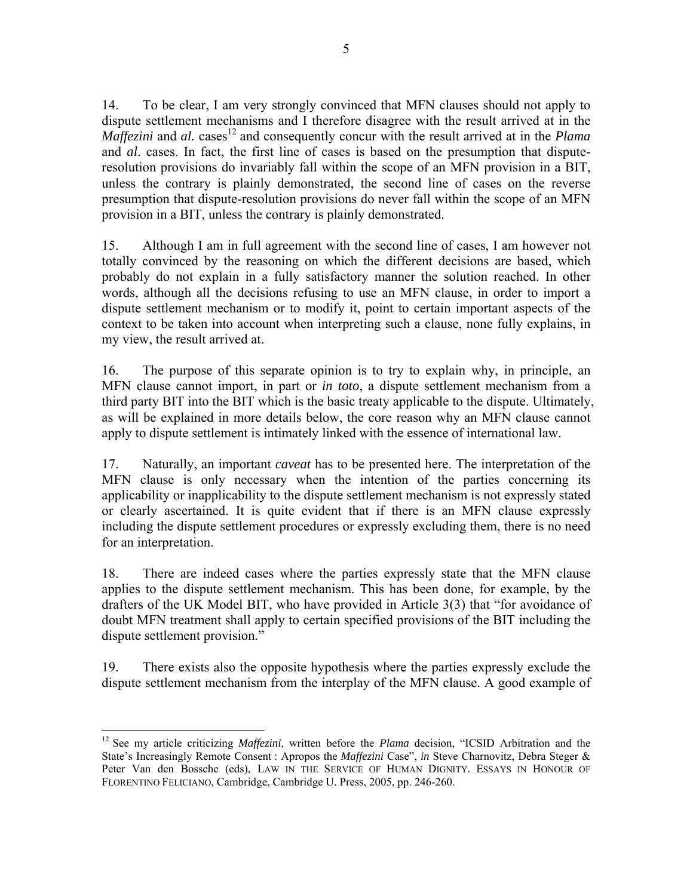14. To be clear, I am very strongly convinced that MFN clauses should not apply to dispute settlement mechanisms and I therefore disagree with the result arrived at in the *Maffezini* and *al.* cases[12] and consequently concur with the result arrived at in the *Plama* and *al*. cases. In fact, the first line of cases is based on the presumption that dispute-resolution provisions do invariably fall within the scope of an MFN provision in a BIT, unless the contrary is plainly demonstrated, the second line of cases on the reverse presumption that dispute-resolution provisions do never fall within the scope of an MFN provision in a BIT, unless the contrary is plainly demonstrated.

15. Although I am in full agreement with the second line of cases, I am however not totally convinced by the reasoning on which the different decisions are based, which probably do not explain in a fully satisfactory manner the solution reached. In other words, although all the decisions refusing to use an MFN clause, in order to import a dispute settlement mechanism or to modify it, point to certain important aspects of the context to be taken into account when interpreting such a clause, none fully explains, in my view, the result arrived at.

16. The purpose of this separate opinion is to try to explain why, in principle, an MFN clause cannot import, in part or *in toto*, a dispute settlement mechanism from a third party BIT into the BIT which is the basic treaty applicable to the dispute. Ultimately, as will be explained in more details below, the core reason why an MFN clause cannot apply to dispute settlement is intimately linked with the essence of international law.

17. Naturally, an important *caveat* has to be presented here. The interpretation of the MFN clause is only necessary when the intention of the parties concerning its applicability or inapplicability to the dispute settlement mechanism is not expressly stated or clearly ascertained. It is quite evident that if there is an MFN clause expressly including the dispute settlement procedures or expressly excluding them, there is no need for an interpretation.

18. There are indeed cases where the parties expressly state that the MFN clause applies to the dispute settlement mechanism. This has been done, for example, by the drafters of the UK Model BIT, who have provided in Article 3(3) that "for avoidance of doubt MFN treatment shall apply to certain specified provisions of the BIT including the dispute settlement provision."

19. There exists also the opposite hypothesis where the parties expressly exclude the dispute settlement mechanism from the interplay of the MFN clause. A good example of

---

[12] See my article criticizing *Maffezini*, written before the *Plama* decision, "ICSID Arbitration and the State's Increasingly Remote Consent : Apropos the *Maffezini* Case", *in* Steve Charnovitz, Debra Steger & Peter Van den Bossche (eds), LAW IN THE SERVICE OF HUMAN DIGNITY. ESSAYS IN HONOUR OF FLORENTINO FELICIANO, Cambridge, Cambridge U. Press, 2005, pp. 246-260.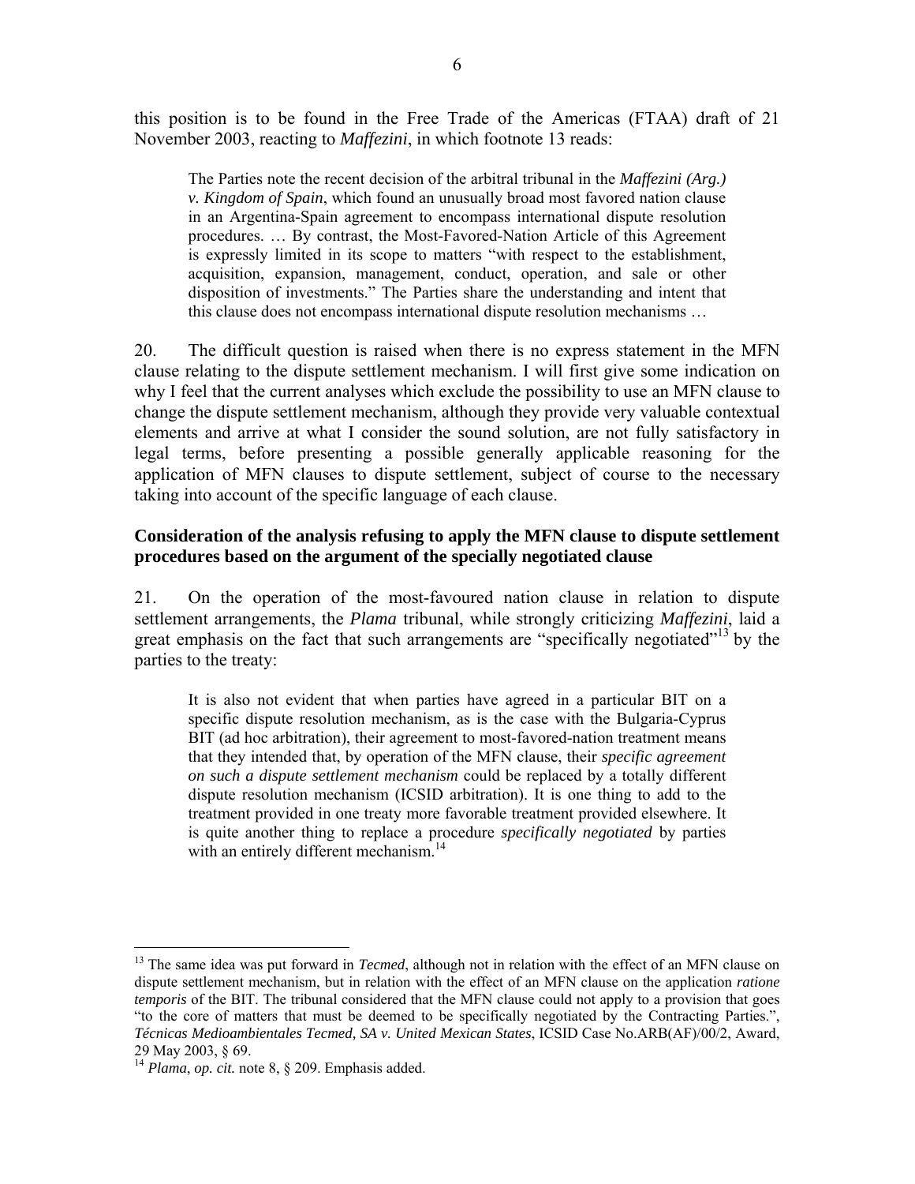this position is to be found in the Free Trade of the Americas (FTAA) draft of 21 November 2003, reacting to *Maffezini*, in which footnote 13 reads:

> The Parties note the recent decision of the arbitral tribunal in the *Maffezini (Arg.) v. Kingdom of Spain*, which found an unusually broad most favored nation clause in an Argentina-Spain agreement to encompass international dispute resolution procedures. … By contrast, the Most-Favored-Nation Article of this Agreement is expressly limited in its scope to matters "with respect to the establishment, acquisition, expansion, management, conduct, operation, and sale or other disposition of investments." The Parties share the understanding and intent that this clause does not encompass international dispute resolution mechanisms …

20. The difficult question is raised when there is no express statement in the MFN clause relating to the dispute settlement mechanism. I will first give some indication on why I feel that the current analyses which exclude the possibility to use an MFN clause to change the dispute settlement mechanism, although they provide very valuable contextual elements and arrive at what I consider the sound solution, are not fully satisfactory in legal terms, before presenting a possible generally applicable reasoning for the application of MFN clauses to dispute settlement, subject of course to the necessary taking into account of the specific language of each clause.

**Consideration of the analysis refusing to apply the MFN clause to dispute settlement procedures based on the argument of the specially negotiated clause**

21. On the operation of the most-favoured nation clause in relation to dispute settlement arrangements, the *Plama* tribunal, while strongly criticizing *Maffezini*, laid a great emphasis on the fact that such arrangements are "specifically negotiated"[13] by the parties to the treaty:

> It is also not evident that when parties have agreed in a particular BIT on a specific dispute resolution mechanism, as is the case with the Bulgaria-Cyprus BIT (ad hoc arbitration), their agreement to most-favored-nation treatment means that they intended that, by operation of the MFN clause, their *specific agreement on such a dispute settlement mechanism* could be replaced by a totally different dispute resolution mechanism (ICSID arbitration). It is one thing to add to the treatment provided in one treaty more favorable treatment provided elsewhere. It is quite another thing to replace a procedure *specifically negotiated* by parties with an entirely different mechanism.[14]

---

[13] The same idea was put forward in *Tecmed*, although not in relation with the effect of an MFN clause on dispute settlement mechanism, but in relation with the effect of an MFN clause on the application *ratione temporis* of the BIT. The tribunal considered that the MFN clause could not apply to a provision that goes "to the core of matters that must be deemed to be specifically negotiated by the Contracting Parties.", *Técnicas Medioambientales Tecmed, SA v. United Mexican States*, ICSID Case No.ARB(AF)/00/2, Award, 29 May 2003, § 69.

[14] *Plama*, *op. cit.* note 8, § 209. Emphasis added.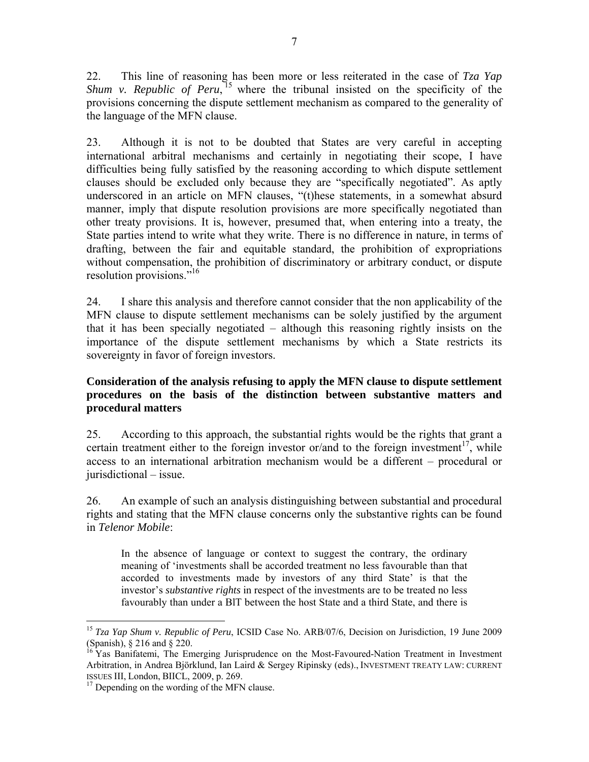22. This line of reasoning has been more or less reiterated in the case of *Tza Yap Shum v. Republic of Peru*,[15] where the tribunal insisted on the specificity of the provisions concerning the dispute settlement mechanism as compared to the generality of the language of the MFN clause.

23. Although it is not to be doubted that States are very careful in accepting international arbitral mechanisms and certainly in negotiating their scope, I have difficulties being fully satisfied by the reasoning according to which dispute settlement clauses should be excluded only because they are "specifically negotiated". As aptly underscored in an article on MFN clauses, "(t)hese statements, in a somewhat absurd manner, imply that dispute resolution provisions are more specifically negotiated than other treaty provisions. It is, however, presumed that, when entering into a treaty, the State parties intend to write what they write. There is no difference in nature, in terms of drafting, between the fair and equitable standard, the prohibition of expropriations without compensation, the prohibition of discriminatory or arbitrary conduct, or dispute resolution provisions."[16]

24. I share this analysis and therefore cannot consider that the non applicability of the MFN clause to dispute settlement mechanisms can be solely justified by the argument that it has been specially negotiated – although this reasoning rightly insists on the importance of the dispute settlement mechanisms by which a State restricts its sovereignty in favor of foreign investors.

**Consideration of the analysis refusing to apply the MFN clause to dispute settlement procedures on the basis of the distinction between substantive matters and procedural matters**

25. According to this approach, the substantial rights would be the rights that grant a certain treatment either to the foreign investor or/and to the foreign investment[17], while access to an international arbitration mechanism would be a different – procedural or jurisdictional – issue.

26. An example of such an analysis distinguishing between substantial and procedural rights and stating that the MFN clause concerns only the substantive rights can be found in *Telenor Mobile*:

> In the absence of language or context to suggest the contrary, the ordinary meaning of 'investments shall be accorded treatment no less favourable than that accorded to investments made by investors of any third State' is that the investor's *substantive rights* in respect of the investments are to be treated no less favourably than under a BIT between the host State and a third State, and there is

---

[15] *Tza Yap Shum v. Republic of Peru*, ICSID Case No. ARB/07/6, Decision on Jurisdiction, 19 June 2009 (Spanish), § 216 and § 220.

[16] Yas Banifatemi, The Emerging Jurisprudence on the Most-Favoured-Nation Treatment in Investment Arbitration, in Andrea Björklund, Ian Laird & Sergey Ripinsky (eds)., INVESTMENT TREATY LAW: CURRENT ISSUES III, London, BIICL, 2009, p. 269.

[17] Depending on the wording of the MFN clause.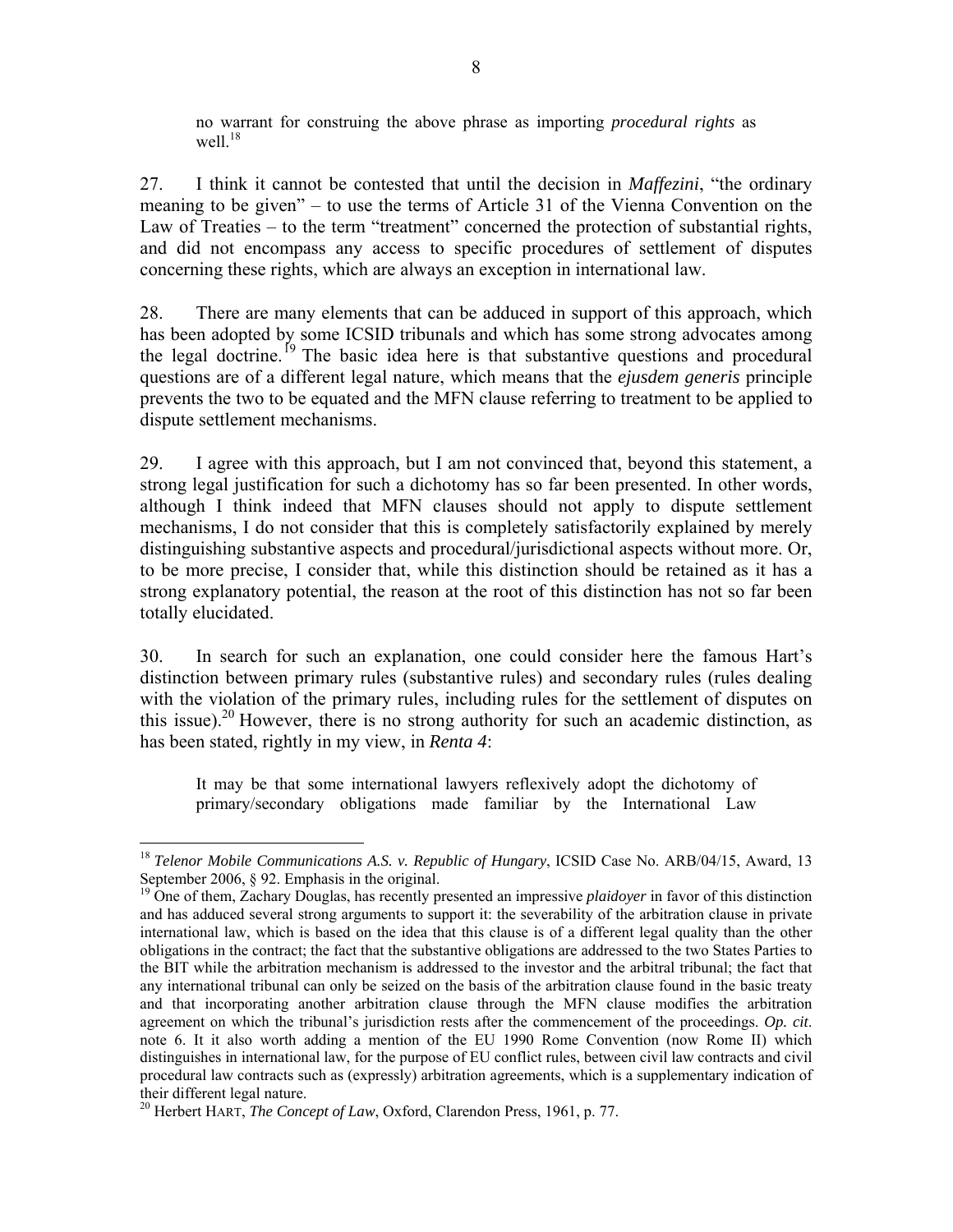> no warrant for construing the above phrase as importing *procedural rights* as well.[18]

27. I think it cannot be contested that until the decision in *Maffezini*, "the ordinary meaning to be given" – to use the terms of Article 31 of the Vienna Convention on the Law of Treaties – to the term "treatment" concerned the protection of substantial rights, and did not encompass any access to specific procedures of settlement of disputes concerning these rights, which are always an exception in international law.

28. There are many elements that can be adduced in support of this approach, which has been adopted by some ICSID tribunals and which has some strong advocates among the legal doctrine.[19] The basic idea here is that substantive questions and procedural questions are of a different legal nature, which means that the *ejusdem generis* principle prevents the two to be equated and the MFN clause referring to treatment to be applied to dispute settlement mechanisms.

29. I agree with this approach, but I am not convinced that, beyond this statement, a strong legal justification for such a dichotomy has so far been presented. In other words, although I think indeed that MFN clauses should not apply to dispute settlement mechanisms, I do not consider that this is completely satisfactorily explained by merely distinguishing substantive aspects and procedural/jurisdictional aspects without more. Or, to be more precise, I consider that, while this distinction should be retained as it has a strong explanatory potential, the reason at the root of this distinction has not so far been totally elucidated.

30. In search for such an explanation, one could consider here the famous Hart's distinction between primary rules (substantive rules) and secondary rules (rules dealing with the violation of the primary rules, including rules for the settlement of disputes on this issue).[20] However, there is no strong authority for such an academic distinction, as has been stated, rightly in my view, in *Renta 4*:

> It may be that some international lawyers reflexively adopt the dichotomy of primary/secondary obligations made familiar by the International Law

---

[18] *Telenor Mobile Communications A.S. v. Republic of Hungary*, ICSID Case No. ARB/04/15, Award, 13 September 2006, § 92. Emphasis in the original.

[19] One of them, Zachary Douglas, has recently presented an impressive *plaidoyer* in favor of this distinction and has adduced several strong arguments to support it: the severability of the arbitration clause in private international law, which is based on the idea that this clause is of a different legal quality than the other obligations in the contract; the fact that the substantive obligations are addressed to the two States Parties to the BIT while the arbitration mechanism is addressed to the investor and the arbitral tribunal; the fact that any international tribunal can only be seized on the basis of the arbitration clause found in the basic treaty and that incorporating another arbitration clause through the MFN clause modifies the arbitration agreement on which the tribunal's jurisdiction rests after the commencement of the proceedings. *Op. cit.* note 6. It it also worth adding a mention of the EU 1990 Rome Convention (now Rome II) which distinguishes in international law, for the purpose of EU conflict rules, between civil law contracts and civil procedural law contracts such as (expressly) arbitration agreements, which is a supplementary indication of their different legal nature.

[20] Herbert HART, *The Concept of Law*, Oxford, Clarendon Press, 1961, p. 77.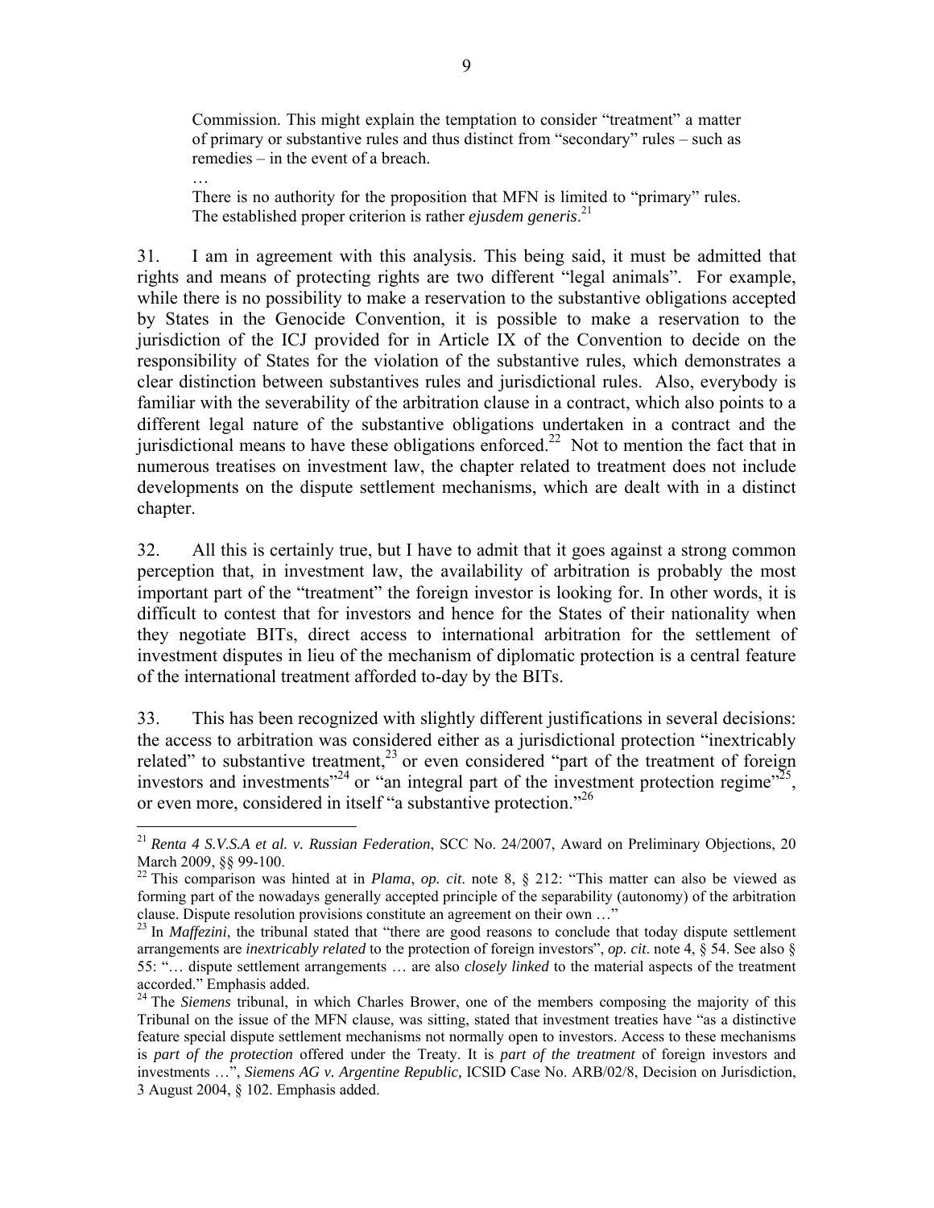> Commission. This might explain the temptation to consider "treatment" a matter of primary or substantive rules and thus distinct from "secondary" rules – such as remedies – in the event of a breach.
>
> …
>
> There is no authority for the proposition that MFN is limited to "primary" rules. The established proper criterion is rather *ejusdem generis*.[21]

31. I am in agreement with this analysis. This being said, it must be admitted that rights and means of protecting rights are two different "legal animals". For example, while there is no possibility to make a reservation to the substantive obligations accepted by States in the Genocide Convention, it is possible to make a reservation to the jurisdiction of the ICJ provided for in Article IX of the Convention to decide on the responsibility of States for the violation of the substantive rules, which demonstrates a clear distinction between substantives rules and jurisdictional rules. Also, everybody is familiar with the severability of the arbitration clause in a contract, which also points to a different legal nature of the substantive obligations undertaken in a contract and the jurisdictional means to have these obligations enforced.[22] Not to mention the fact that in numerous treatises on investment law, the chapter related to treatment does not include developments on the dispute settlement mechanisms, which are dealt with in a distinct chapter.

32. All this is certainly true, but I have to admit that it goes against a strong common perception that, in investment law, the availability of arbitration is probably the most important part of the "treatment" the foreign investor is looking for. In other words, it is difficult to contest that for investors and hence for the States of their nationality when they negotiate BITs, direct access to international arbitration for the settlement of investment disputes in lieu of the mechanism of diplomatic protection is a central feature of the international treatment afforded to-day by the BITs.

33. This has been recognized with slightly different justifications in several decisions: the access to arbitration was considered either as a jurisdictional protection "inextricably related" to substantive treatment,[23] or even considered "part of the treatment of foreign investors and investments"[24] or "an integral part of the investment protection regime"[25], or even more, considered in itself "a substantive protection."[26]

---

[21] *Renta 4 S.V.S.A et al. v. Russian Federation*, SCC No. 24/2007, Award on Preliminary Objections, 20 March 2009, §§ 99-100.

[22] This comparison was hinted at in *Plama*, *op. cit*. note 8, § 212: "This matter can also be viewed as forming part of the nowadays generally accepted principle of the separability (autonomy) of the arbitration clause. Dispute resolution provisions constitute an agreement on their own …"

[23] In *Maffezini*, the tribunal stated that "there are good reasons to conclude that today dispute settlement arrangements are *inextricably related* to the protection of foreign investors", *op. cit*. note 4, § 54. See also § 55: "… dispute settlement arrangements … are also *closely linked* to the material aspects of the treatment accorded." Emphasis added.

[24] The *Siemens* tribunal, in which Charles Brower, one of the members composing the majority of this Tribunal on the issue of the MFN clause, was sitting, stated that investment treaties have "as a distinctive feature special dispute settlement mechanisms not normally open to investors. Access to these mechanisms is *part of the protection* offered under the Treaty. It is *part of the treatment* of foreign investors and investments …", *Siemens AG v. Argentine Republic,* ICSID Case No. ARB/02/8, Decision on Jurisdiction, 3 August 2004, § 102. Emphasis added.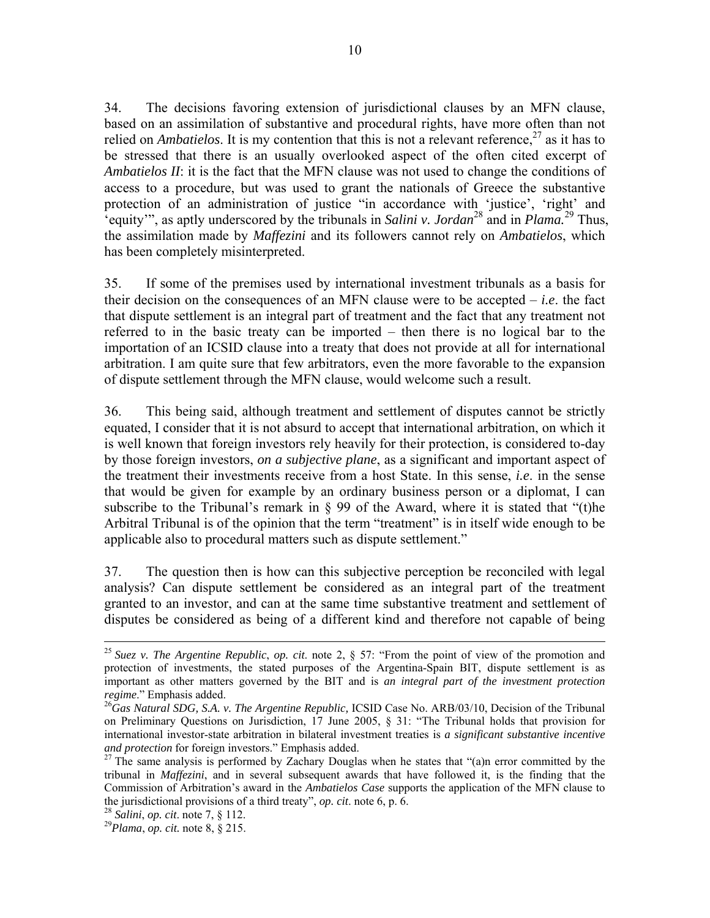34. The decisions favoring extension of jurisdictional clauses by an MFN clause, based on an assimilation of substantive and procedural rights, have more often than not relied on *Ambatielos*. It is my contention that this is not a relevant reference,[27] as it has to be stressed that there is an usually overlooked aspect of the often cited excerpt of *Ambatielos II*: it is the fact that the MFN clause was not used to change the conditions of access to a procedure, but was used to grant the nationals of Greece the substantive protection of an administration of justice "in accordance with 'justice', 'right' and 'equity'", as aptly underscored by the tribunals in *Salini v. Jordan*[28] and in *Plama.*[29] Thus, the assimilation made by *Maffezini* and its followers cannot rely on *Ambatielos*, which has been completely misinterpreted.

35. If some of the premises used by international investment tribunals as a basis for their decision on the consequences of an MFN clause were to be accepted – *i.e*. the fact that dispute settlement is an integral part of treatment and the fact that any treatment not referred to in the basic treaty can be imported – then there is no logical bar to the importation of an ICSID clause into a treaty that does not provide at all for international arbitration. I am quite sure that few arbitrators, even the more favorable to the expansion of dispute settlement through the MFN clause, would welcome such a result.

36. This being said, although treatment and settlement of disputes cannot be strictly equated, I consider that it is not absurd to accept that international arbitration, on which it is well known that foreign investors rely heavily for their protection, is considered to-day by those foreign investors, *on a subjective plane*, as a significant and important aspect of the treatment their investments receive from a host State. In this sense, *i.e*. in the sense that would be given for example by an ordinary business person or a diplomat, I can subscribe to the Tribunal's remark in § 99 of the Award, where it is stated that "(t)he Arbitral Tribunal is of the opinion that the term "treatment" is in itself wide enough to be applicable also to procedural matters such as dispute settlement."

37. The question then is how can this subjective perception be reconciled with legal analysis? Can dispute settlement be considered as an integral part of the treatment granted to an investor, and can at the same time substantive treatment and settlement of disputes be considered as being of a different kind and therefore not capable of being

---

[25] *Suez v. The Argentine Republic*, *op. cit.* note 2, § 57: "From the point of view of the promotion and protection of investments, the stated purposes of the Argentina-Spain BIT, dispute settlement is as important as other matters governed by the BIT and is *an integral part of the investment protection regime*." Emphasis added.

[26] *Gas Natural SDG, S.A. v. The Argentine Republic,* ICSID Case No. ARB/03/10, Decision of the Tribunal on Preliminary Questions on Jurisdiction, 17 June 2005, § 31: "The Tribunal holds that provision for international investor-state arbitration in bilateral investment treaties is *a significant substantive incentive and protection* for foreign investors." Emphasis added.

[27] The same analysis is performed by Zachary Douglas when he states that "(a)n error committed by the tribunal in *Maffezini*, and in several subsequent awards that have followed it, is the finding that the Commission of Arbitration's award in the *Ambatielos Case* supports the application of the MFN clause to the jurisdictional provisions of a third treaty", *op. cit*. note 6, p. 6.

[28] *Salini*, *op. cit*. note 7, § 112.

[29] *Plama*, *op. cit.* note 8, § 215.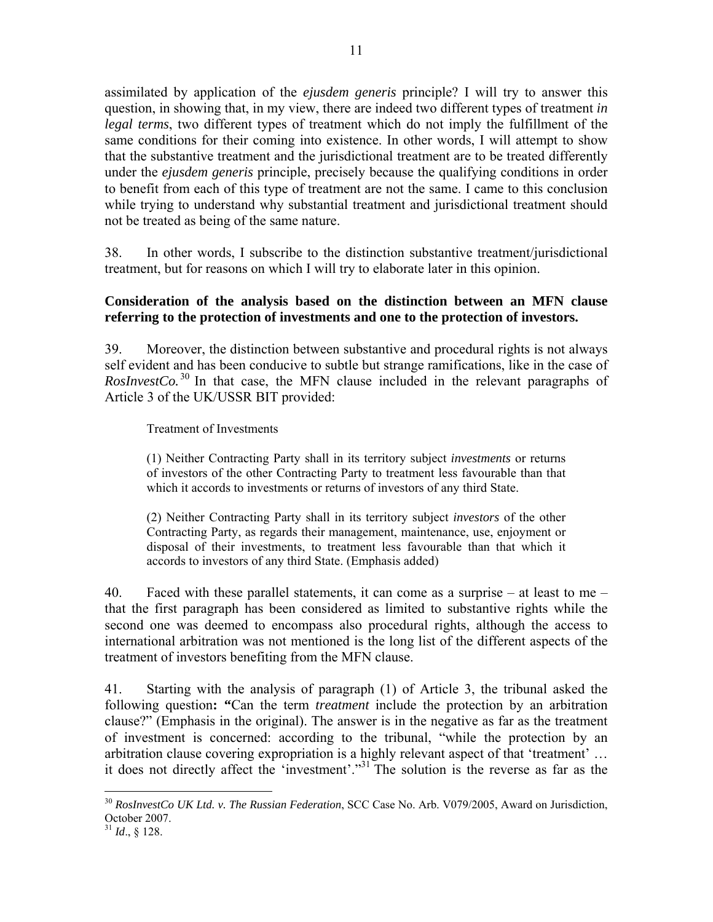assimilated by application of the *ejusdem generis* principle? I will try to answer this question, in showing that, in my view, there are indeed two different types of treatment *in legal terms*, two different types of treatment which do not imply the fulfillment of the same conditions for their coming into existence. In other words, I will attempt to show that the substantive treatment and the jurisdictional treatment are to be treated differently under the *ejusdem generis* principle, precisely because the qualifying conditions in order to benefit from each of this type of treatment are not the same. I came to this conclusion while trying to understand why substantial treatment and jurisdictional treatment should not be treated as being of the same nature.

38. In other words, I subscribe to the distinction substantive treatment/jurisdictional treatment, but for reasons on which I will try to elaborate later in this opinion.

**Consideration of the analysis based on the distinction between an MFN clause referring to the protection of investments and one to the protection of investors.**

39. Moreover, the distinction between substantive and procedural rights is not always self evident and has been conducive to subtle but strange ramifications, like in the case of *RosInvestCo.*[30] In that case, the MFN clause included in the relevant paragraphs of Article 3 of the UK/USSR BIT provided:

> Treatment of Investments
>
> (1) Neither Contracting Party shall in its territory subject *investments* or returns of investors of the other Contracting Party to treatment less favourable than that which it accords to investments or returns of investors of any third State.
>
> (2) Neither Contracting Party shall in its territory subject *investors* of the other Contracting Party, as regards their management, maintenance, use, enjoyment or disposal of their investments, to treatment less favourable than that which it accords to investors of any third State. (Emphasis added)

40. Faced with these parallel statements, it can come as a surprise – at least to me – that the first paragraph has been considered as limited to substantive rights while the second one was deemed to encompass also procedural rights, although the access to international arbitration was not mentioned is the long list of the different aspects of the treatment of investors benefiting from the MFN clause.

41. Starting with the analysis of paragraph (1) of Article 3, the tribunal asked the following question**:** **"**Can the term *treatment* include the protection by an arbitration clause?" (Emphasis in the original). The answer is in the negative as far as the treatment of investment is concerned: according to the tribunal, "while the protection by an arbitration clause covering expropriation is a highly relevant aspect of that 'treatment' … it does not directly affect the 'investment'."[31] The solution is the reverse as far as the

---

[30] *RosInvestCo UK Ltd. v. The Russian Federation*, SCC Case No. Arb. V079/2005, Award on Jurisdiction, October 2007.

[31] *Id*., § 128.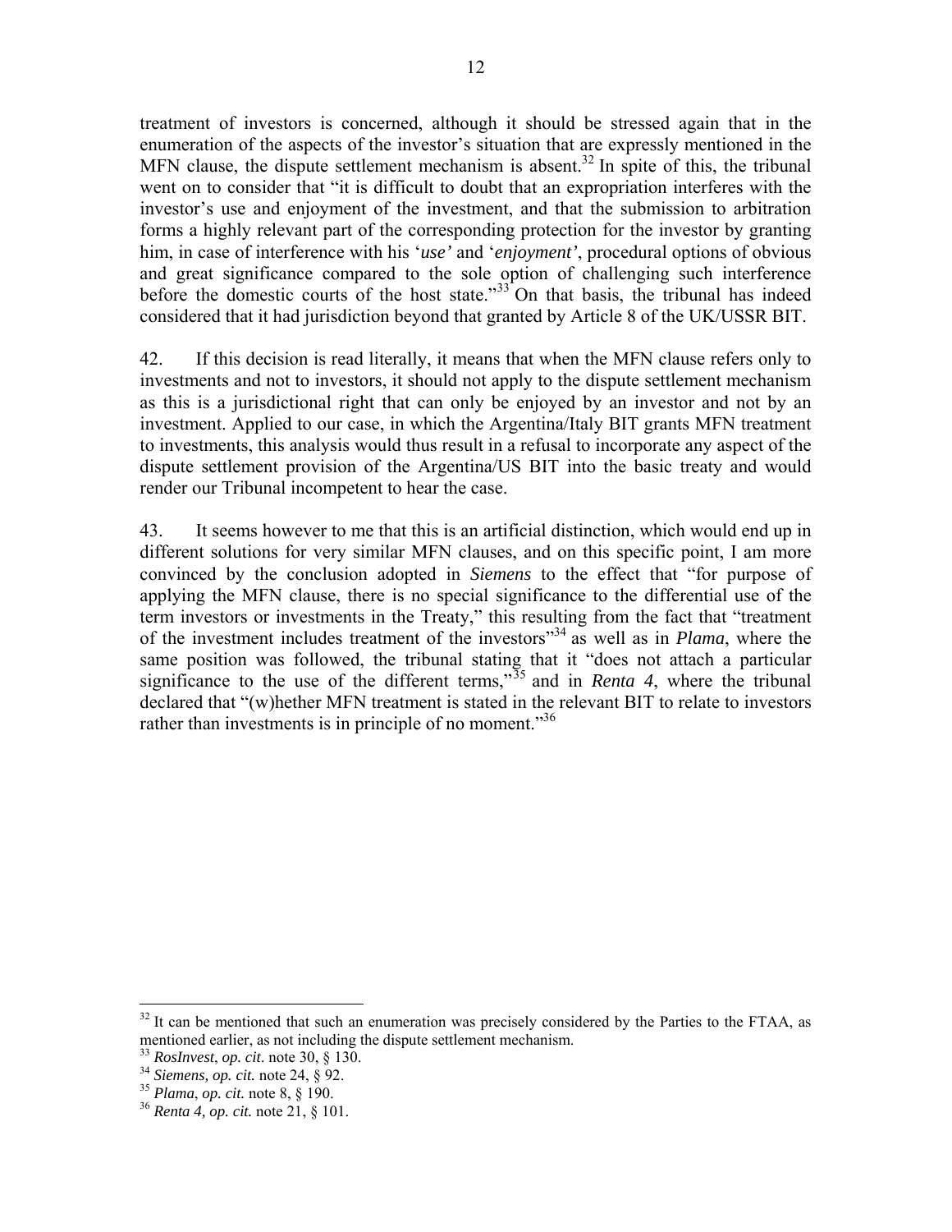treatment of investors is concerned, although it should be stressed again that in the enumeration of the aspects of the investor's situation that are expressly mentioned in the MFN clause, the dispute settlement mechanism is absent.[32] In spite of this, the tribunal went on to consider that "it is difficult to doubt that an expropriation interferes with the investor's use and enjoyment of the investment, and that the submission to arbitration forms a highly relevant part of the corresponding protection for the investor by granting him, in case of interference with his '*use'* and '*enjoyment'*, procedural options of obvious and great significance compared to the sole option of challenging such interference before the domestic courts of the host state."[33] On that basis, the tribunal has indeed considered that it had jurisdiction beyond that granted by Article 8 of the UK/USSR BIT.

42. If this decision is read literally, it means that when the MFN clause refers only to investments and not to investors, it should not apply to the dispute settlement mechanism as this is a jurisdictional right that can only be enjoyed by an investor and not by an investment. Applied to our case, in which the Argentina/Italy BIT grants MFN treatment to investments, this analysis would thus result in a refusal to incorporate any aspect of the dispute settlement provision of the Argentina/US BIT into the basic treaty and would render our Tribunal incompetent to hear the case.

43. It seems however to me that this is an artificial distinction, which would end up in different solutions for very similar MFN clauses, and on this specific point, I am more convinced by the conclusion adopted in *Siemens* to the effect that "for purpose of applying the MFN clause, there is no special significance to the differential use of the term investors or investments in the Treaty," this resulting from the fact that "treatment of the investment includes treatment of the investors"[34] as well as in *Plama*, where the same position was followed, the tribunal stating that it "does not attach a particular significance to the use of the different terms,"[35] and in *Renta 4*, where the tribunal declared that "(w)hether MFN treatment is stated in the relevant BIT to relate to investors rather than investments is in principle of no moment."[36]

---

[32] It can be mentioned that such an enumeration was precisely considered by the Parties to the FTAA, as mentioned earlier, as not including the dispute settlement mechanism.

[33] *RosInvest*, *op. cit*. note 30, § 130.

[34] *Siemens, op. cit.* note 24, § 92.

[35] *Plama*, *op. cit.* note 8, § 190.

[36] *Renta 4, op. cit.* note 21, § 101.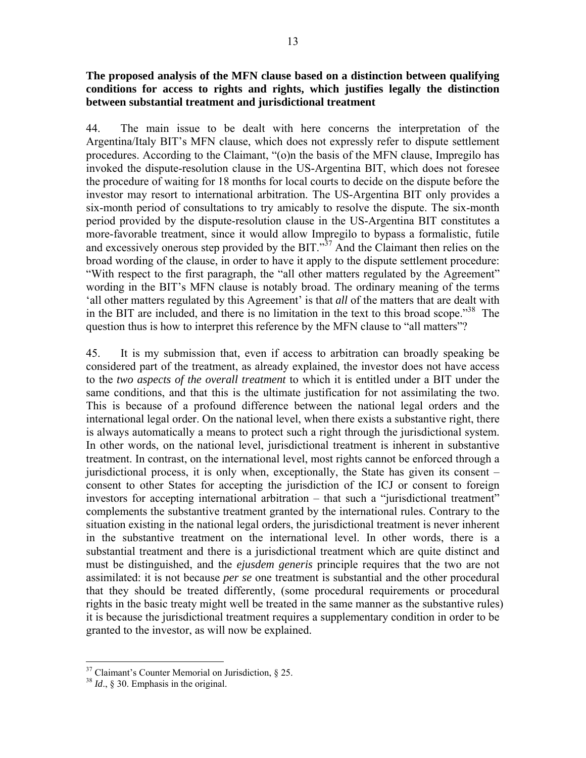**The proposed analysis of the MFN clause based on a distinction between qualifying conditions for access to rights and rights, which justifies legally the distinction between substantial treatment and jurisdictional treatment**

44. The main issue to be dealt with here concerns the interpretation of the Argentina/Italy BIT's MFN clause, which does not expressly refer to dispute settlement procedures. According to the Claimant, "(o)n the basis of the MFN clause, Impregilo has invoked the dispute-resolution clause in the US-Argentina BIT, which does not foresee the procedure of waiting for 18 months for local courts to decide on the dispute before the investor may resort to international arbitration. The US-Argentina BIT only provides a six-month period of consultations to try amicably to resolve the dispute. The six-month period provided by the dispute-resolution clause in the US-Argentina BIT constitutes a more-favorable treatment, since it would allow Impregilo to bypass a formalistic, futile and excessively onerous step provided by the BIT."[37] And the Claimant then relies on the broad wording of the clause, in order to have it apply to the dispute settlement procedure: "With respect to the first paragraph, the "all other matters regulated by the Agreement" wording in the BIT's MFN clause is notably broad. The ordinary meaning of the terms 'all other matters regulated by this Agreement' is that *all* of the matters that are dealt with in the BIT are included, and there is no limitation in the text to this broad scope."[38] The question thus is how to interpret this reference by the MFN clause to "all matters"?

45. It is my submission that, even if access to arbitration can broadly speaking be considered part of the treatment, as already explained, the investor does not have access to the *two aspects of the overall treatment* to which it is entitled under a BIT under the same conditions, and that this is the ultimate justification for not assimilating the two. This is because of a profound difference between the national legal orders and the international legal order. On the national level, when there exists a substantive right, there is always automatically a means to protect such a right through the jurisdictional system. In other words, on the national level, jurisdictional treatment is inherent in substantive treatment. In contrast, on the international level, most rights cannot be enforced through a jurisdictional process, it is only when, exceptionally, the State has given its consent – consent to other States for accepting the jurisdiction of the ICJ or consent to foreign investors for accepting international arbitration – that such a "jurisdictional treatment" complements the substantive treatment granted by the international rules. Contrary to the situation existing in the national legal orders, the jurisdictional treatment is never inherent in the substantive treatment on the international level. In other words, there is a substantial treatment and there is a jurisdictional treatment which are quite distinct and must be distinguished, and the *ejusdem generis* principle requires that the two are not assimilated: it is not because *per se* one treatment is substantial and the other procedural that they should be treated differently, (some procedural requirements or procedural rights in the basic treaty might well be treated in the same manner as the substantive rules) it is because the jurisdictional treatment requires a supplementary condition in order to be granted to the investor, as will now be explained.

[37] Claimant's Counter Memorial on Jurisdiction, § 25.

[38] *Id*., § 30. Emphasis in the original.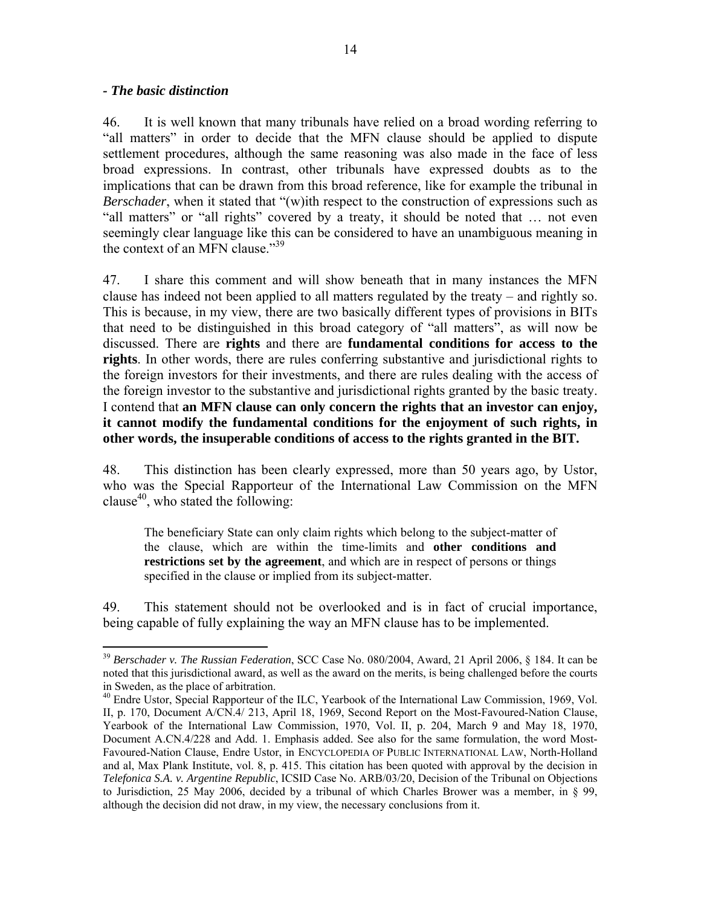***- The basic distinction***

46. It is well known that many tribunals have relied on a broad wording referring to "all matters" in order to decide that the MFN clause should be applied to dispute settlement procedures, although the same reasoning was also made in the face of less broad expressions. In contrast, other tribunals have expressed doubts as to the implications that can be drawn from this broad reference, like for example the tribunal in *Berschader*, when it stated that "(w)ith respect to the construction of expressions such as "all matters" or "all rights" covered by a treaty, it should be noted that … not even seemingly clear language like this can be considered to have an unambiguous meaning in the context of an MFN clause."[39]

47. I share this comment and will show beneath that in many instances the MFN clause has indeed not been applied to all matters regulated by the treaty – and rightly so. This is because, in my view, there are two basically different types of provisions in BITs that need to be distinguished in this broad category of "all matters", as will now be discussed. There are **rights** and there are **fundamental conditions for access to the rights**. In other words, there are rules conferring substantive and jurisdictional rights to the foreign investors for their investments, and there are rules dealing with the access of the foreign investor to the substantive and jurisdictional rights granted by the basic treaty. I contend that **an MFN clause can only concern the rights that an investor can enjoy, it cannot modify the fundamental conditions for the enjoyment of such rights, in other words, the insuperable conditions of access to the rights granted in the BIT.**

48. This distinction has been clearly expressed, more than 50 years ago, by Ustor, who was the Special Rapporteur of the International Law Commission on the MFN clause[40], who stated the following:

> The beneficiary State can only claim rights which belong to the subject-matter of the clause, which are within the time-limits and **other conditions and restrictions set by the agreement**, and which are in respect of persons or things specified in the clause or implied from its subject-matter.

49. This statement should not be overlooked and is in fact of crucial importance, being capable of fully explaining the way an MFN clause has to be implemented.

---

[39] *Berschader v. The Russian Federation*, SCC Case No. 080/2004, Award, 21 April 2006, § 184. It can be noted that this jurisdictional award, as well as the award on the merits, is being challenged before the courts in Sweden, as the place of arbitration.

[40] Endre Ustor, Special Rapporteur of the ILC, Yearbook of the International Law Commission, 1969, Vol. II, p. 170, Document A/CN.4/ 213, April 18, 1969, Second Report on the Most-Favoured-Nation Clause, Yearbook of the International Law Commission, 1970, Vol. II, p. 204, March 9 and May 18, 1970, Document A.CN.4/228 and Add. 1. Emphasis added. See also for the same formulation, the word Most-Favoured-Nation Clause, Endre Ustor, in ENCYCLOPEDIA OF PUBLIC INTERNATIONAL LAW, North-Holland and al, Max Plank Institute, vol. 8, p. 415. This citation has been quoted with approval by the decision in *Telefonica S.A. v. Argentine Republic*, ICSID Case No. ARB/03/20, Decision of the Tribunal on Objections to Jurisdiction, 25 May 2006, decided by a tribunal of which Charles Brower was a member, in § 99, although the decision did not draw, in my view, the necessary conclusions from it.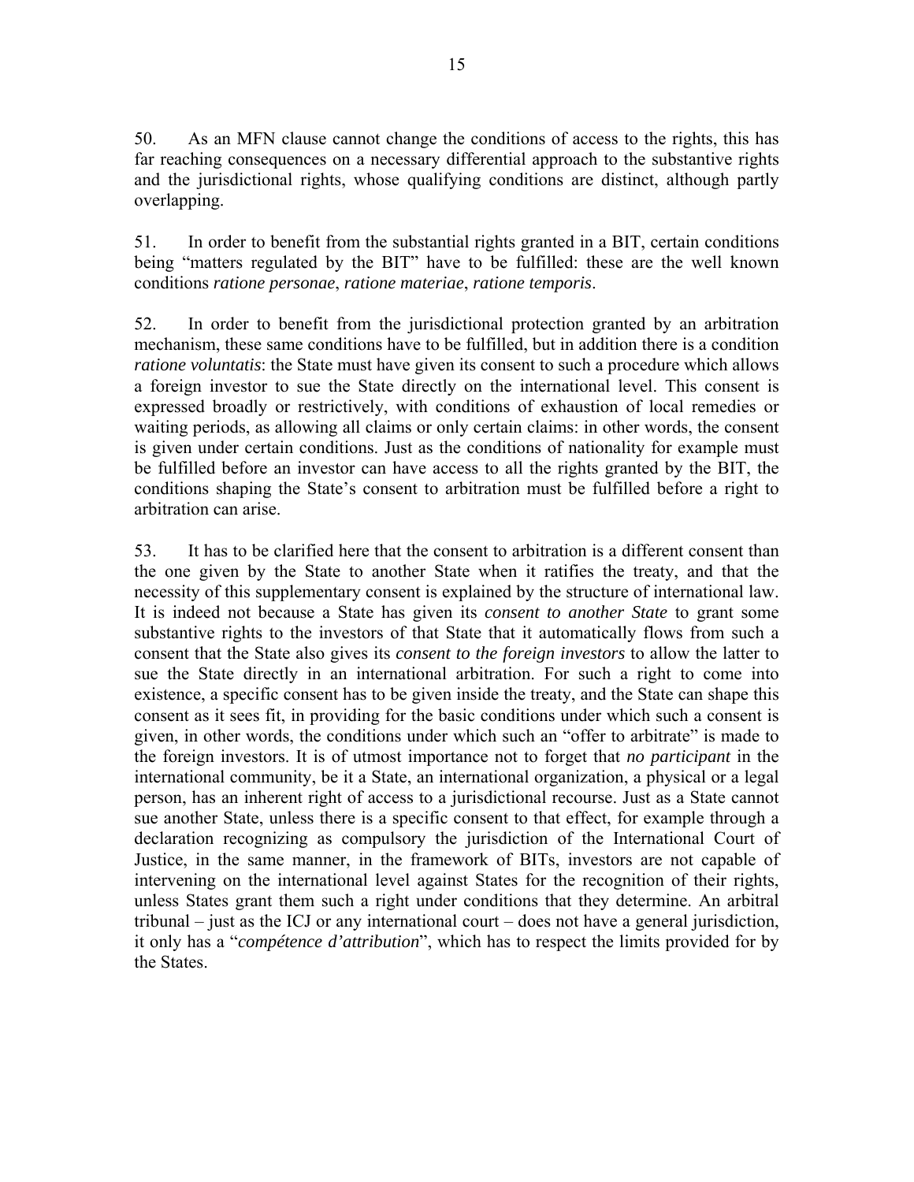50. As an MFN clause cannot change the conditions of access to the rights, this has far reaching consequences on a necessary differential approach to the substantive rights and the jurisdictional rights, whose qualifying conditions are distinct, although partly overlapping.

51. In order to benefit from the substantial rights granted in a BIT, certain conditions being "matters regulated by the BIT" have to be fulfilled: these are the well known conditions *ratione personae*, *ratione materiae*, *ratione temporis*.

52. In order to benefit from the jurisdictional protection granted by an arbitration mechanism, these same conditions have to be fulfilled, but in addition there is a condition *ratione voluntatis*: the State must have given its consent to such a procedure which allows a foreign investor to sue the State directly on the international level. This consent is expressed broadly or restrictively, with conditions of exhaustion of local remedies or waiting periods, as allowing all claims or only certain claims: in other words, the consent is given under certain conditions. Just as the conditions of nationality for example must be fulfilled before an investor can have access to all the rights granted by the BIT, the conditions shaping the State's consent to arbitration must be fulfilled before a right to arbitration can arise.

53. It has to be clarified here that the consent to arbitration is a different consent than the one given by the State to another State when it ratifies the treaty, and that the necessity of this supplementary consent is explained by the structure of international law. It is indeed not because a State has given its *consent to another State* to grant some substantive rights to the investors of that State that it automatically flows from such a consent that the State also gives its *consent to the foreign investors* to allow the latter to sue the State directly in an international arbitration. For such a right to come into existence, a specific consent has to be given inside the treaty, and the State can shape this consent as it sees fit, in providing for the basic conditions under which such a consent is given, in other words, the conditions under which such an "offer to arbitrate" is made to the foreign investors. It is of utmost importance not to forget that *no participant* in the international community, be it a State, an international organization, a physical or a legal person, has an inherent right of access to a jurisdictional recourse. Just as a State cannot sue another State, unless there is a specific consent to that effect, for example through a declaration recognizing as compulsory the jurisdiction of the International Court of Justice, in the same manner, in the framework of BITs, investors are not capable of intervening on the international level against States for the recognition of their rights, unless States grant them such a right under conditions that they determine. An arbitral tribunal – just as the ICJ or any international court – does not have a general jurisdiction, it only has a "*compétence d'attribution*", which has to respect the limits provided for by the States.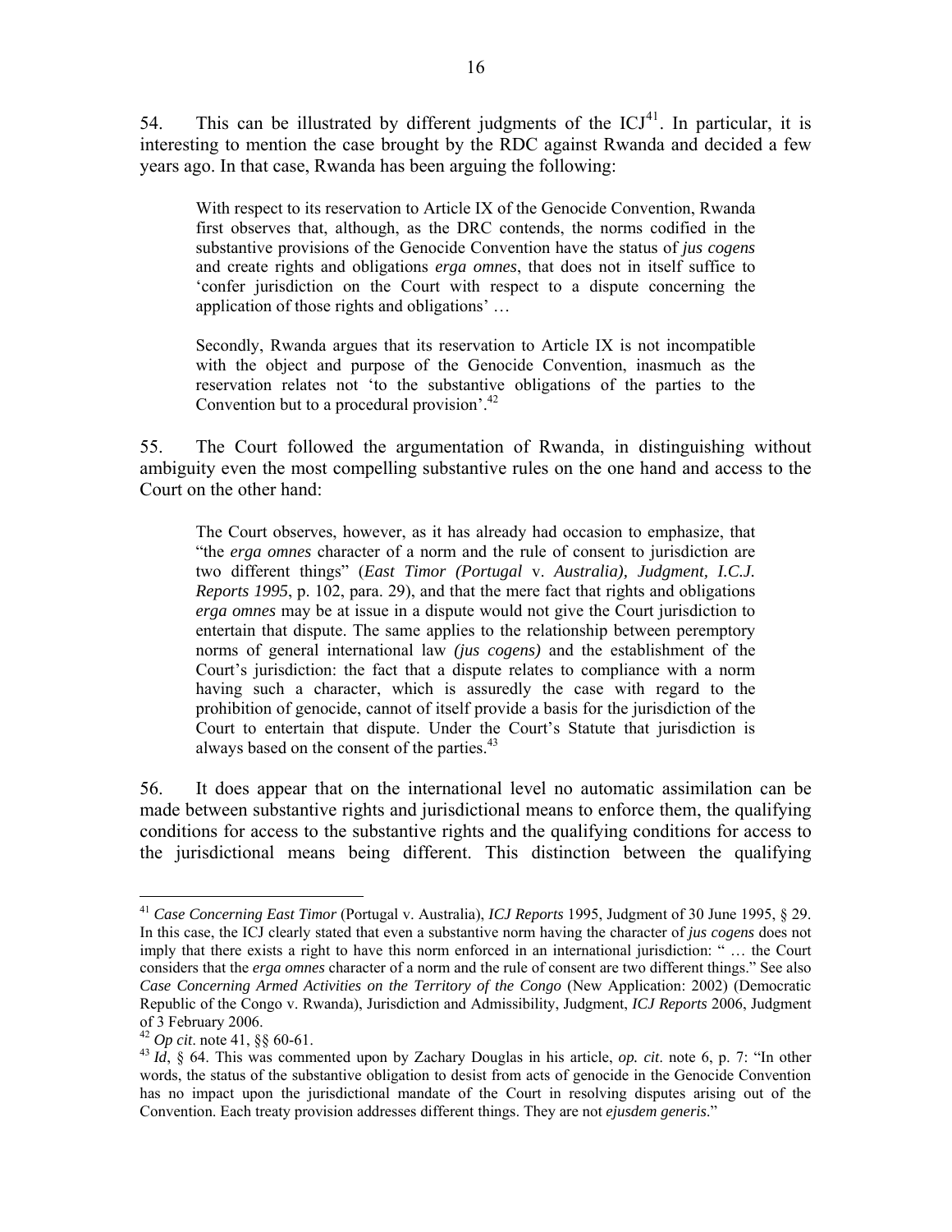54. This can be illustrated by different judgments of the ICJ[41]. In particular, it is interesting to mention the case brought by the RDC against Rwanda and decided a few years ago. In that case, Rwanda has been arguing the following:

> With respect to its reservation to Article IX of the Genocide Convention, Rwanda first observes that, although, as the DRC contends, the norms codified in the substantive provisions of the Genocide Convention have the status of *jus cogens* and create rights and obligations *erga omnes*, that does not in itself suffice to 'confer jurisdiction on the Court with respect to a dispute concerning the application of those rights and obligations' …
>
> Secondly, Rwanda argues that its reservation to Article IX is not incompatible with the object and purpose of the Genocide Convention, inasmuch as the reservation relates not 'to the substantive obligations of the parties to the Convention but to a procedural provision'.[42]

55. The Court followed the argumentation of Rwanda, in distinguishing without ambiguity even the most compelling substantive rules on the one hand and access to the Court on the other hand:

> The Court observes, however, as it has already had occasion to emphasize, that "the *erga omnes* character of a norm and the rule of consent to jurisdiction are two different things" (*East Timor (Portugal* v. *Australia), Judgment, I.C.J. Reports 1995*, p. 102, para. 29), and that the mere fact that rights and obligations *erga omnes* may be at issue in a dispute would not give the Court jurisdiction to entertain that dispute. The same applies to the relationship between peremptory norms of general international law *(jus cogens)* and the establishment of the Court's jurisdiction: the fact that a dispute relates to compliance with a norm having such a character, which is assuredly the case with regard to the prohibition of genocide, cannot of itself provide a basis for the jurisdiction of the Court to entertain that dispute. Under the Court's Statute that jurisdiction is always based on the consent of the parties.[43]

56. It does appear that on the international level no automatic assimilation can be made between substantive rights and jurisdictional means to enforce them, the qualifying conditions for access to the substantive rights and the qualifying conditions for access to the jurisdictional means being different. This distinction between the qualifying

---

[41] *Case Concerning East Timor* (Portugal v. Australia), *ICJ Reports* 1995, Judgment of 30 June 1995, § 29. In this case, the ICJ clearly stated that even a substantive norm having the character of *jus cogens* does not imply that there exists a right to have this norm enforced in an international jurisdiction: " … the Court considers that the *erga omnes* character of a norm and the rule of consent are two different things." See also *Case Concerning Armed Activities on the Territory of the Congo* (New Application: 2002) (Democratic Republic of the Congo v. Rwanda), Jurisdiction and Admissibility, Judgment, *ICJ Reports* 2006, Judgment of 3 February 2006.

[42] *Op cit*. note 41, §§ 60-61.

[43] *Id*, § 64. This was commented upon by Zachary Douglas in his article, *op. cit*. note 6, p. 7: "In other words, the status of the substantive obligation to desist from acts of genocide in the Genocide Convention has no impact upon the jurisdictional mandate of the Court in resolving disputes arising out of the Convention. Each treaty provision addresses different things. They are not *ejusdem generis*."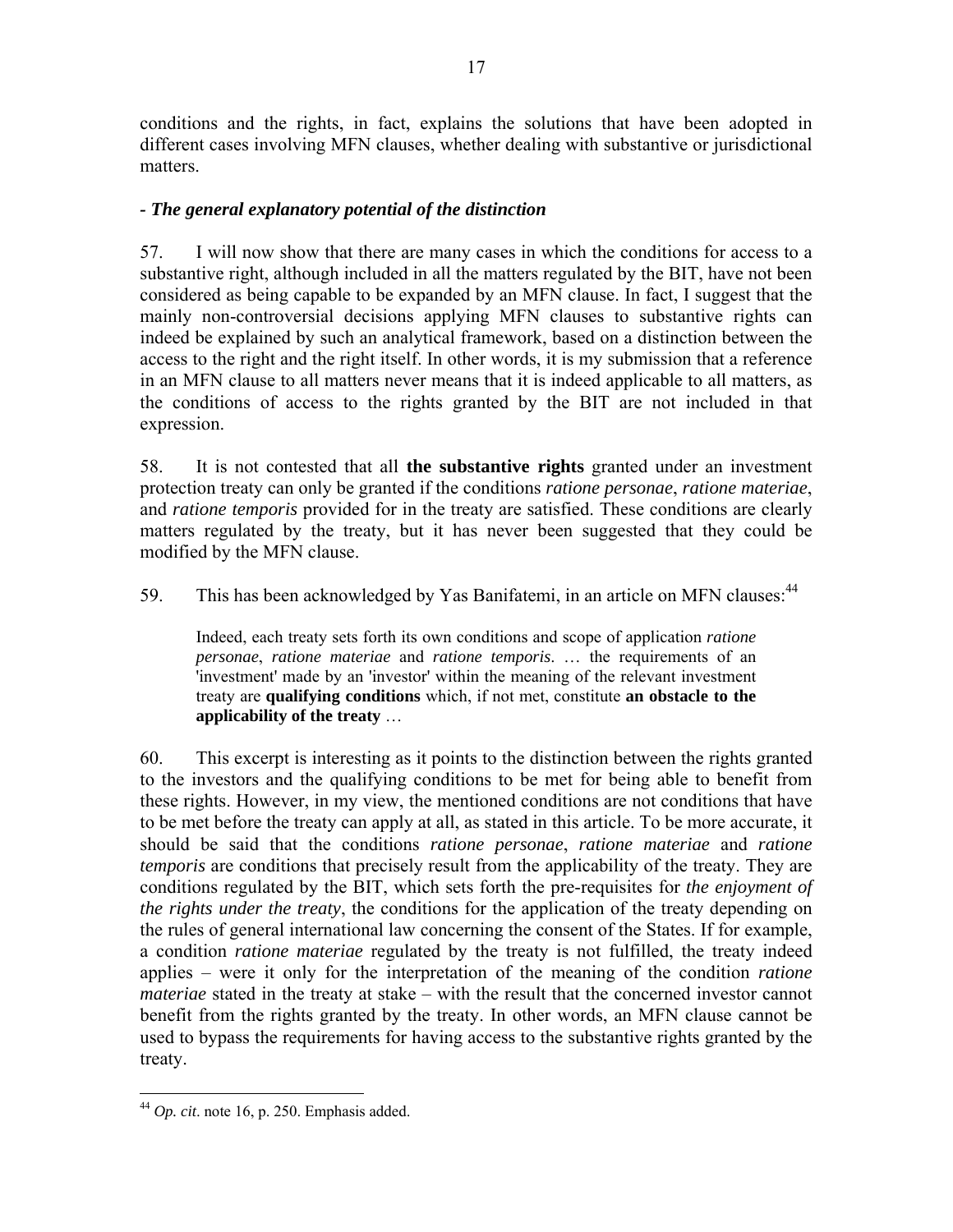conditions and the rights, in fact, explains the solutions that have been adopted in different cases involving MFN clauses, whether dealing with substantive or jurisdictional matters.

***- The general explanatory potential of the distinction***

57. I will now show that there are many cases in which the conditions for access to a substantive right, although included in all the matters regulated by the BIT, have not been considered as being capable to be expanded by an MFN clause. In fact, I suggest that the mainly non-controversial decisions applying MFN clauses to substantive rights can indeed be explained by such an analytical framework, based on a distinction between the access to the right and the right itself. In other words, it is my submission that a reference in an MFN clause to all matters never means that it is indeed applicable to all matters, as the conditions of access to the rights granted by the BIT are not included in that expression.

58. It is not contested that all **the substantive rights** granted under an investment protection treaty can only be granted if the conditions *ratione personae*, *ratione materiae*, and *ratione temporis* provided for in the treaty are satisfied. These conditions are clearly matters regulated by the treaty, but it has never been suggested that they could be modified by the MFN clause.

59. This has been acknowledged by Yas Banifatemi, in an article on MFN clauses:[44]

> Indeed, each treaty sets forth its own conditions and scope of application *ratione personae*, *ratione materiae* and *ratione temporis*. … the requirements of an 'investment' made by an 'investor' within the meaning of the relevant investment treaty are **qualifying conditions** which, if not met, constitute **an obstacle to the applicability of the treaty** …

60. This excerpt is interesting as it points to the distinction between the rights granted to the investors and the qualifying conditions to be met for being able to benefit from these rights. However, in my view, the mentioned conditions are not conditions that have to be met before the treaty can apply at all, as stated in this article. To be more accurate, it should be said that the conditions *ratione personae*, *ratione materiae* and *ratione temporis* are conditions that precisely result from the applicability of the treaty. They are conditions regulated by the BIT, which sets forth the pre-requisites for *the enjoyment of the rights under the treaty*, the conditions for the application of the treaty depending on the rules of general international law concerning the consent of the States. If for example, a condition *ratione materiae* regulated by the treaty is not fulfilled, the treaty indeed applies – were it only for the interpretation of the meaning of the condition *ratione materiae* stated in the treaty at stake – with the result that the concerned investor cannot benefit from the rights granted by the treaty. In other words, an MFN clause cannot be used to bypass the requirements for having access to the substantive rights granted by the treaty.

---

[44] *Op. cit*. note 16, p. 250. Emphasis added.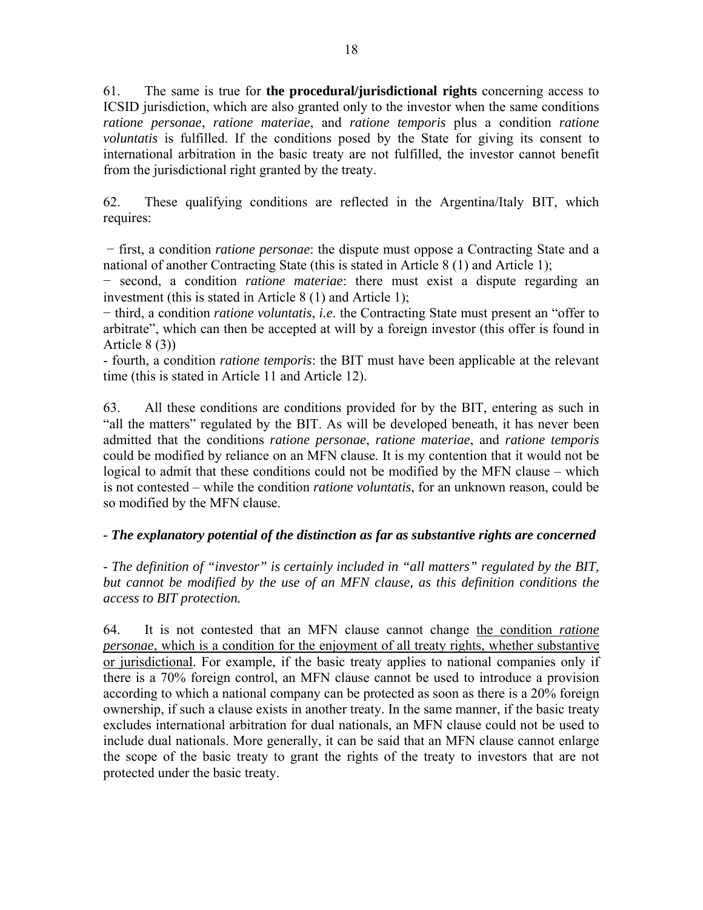61. The same is true for **the procedural/jurisdictional rights** concerning access to ICSID jurisdiction, which are also granted only to the investor when the same conditions *ratione personae*, *ratione materiae*, and *ratione temporis* plus a condition *ratione voluntatis* is fulfilled. If the conditions posed by the State for giving its consent to international arbitration in the basic treaty are not fulfilled, the investor cannot benefit from the jurisdictional right granted by the treaty.

62. These qualifying conditions are reflected in the Argentina/Italy BIT, which requires:

− first, a condition *ratione personae*: the dispute must oppose a Contracting State and a national of another Contracting State (this is stated in Article 8 (1) and Article 1);
− second, a condition *ratione materiae*: there must exist a dispute regarding an investment (this is stated in Article 8 (1) and Article 1);
− third, a condition *ratione voluntatis*, *i.e*. the Contracting State must present an "offer to arbitrate", which can then be accepted at will by a foreign investor (this offer is found in Article 8 (3))
- fourth, a condition *ratione temporis*: the BIT must have been applicable at the relevant time (this is stated in Article 11 and Article 12).

63. All these conditions are conditions provided for by the BIT, entering as such in "all the matters" regulated by the BIT. As will be developed beneath, it has never been admitted that the conditions *ratione personae*, *ratione materiae*, and *ratione temporis* could be modified by reliance on an MFN clause. It is my contention that it would not be logical to admit that these conditions could not be modified by the MFN clause – which is not contested – while the condition *ratione voluntatis*, for an unknown reason, could be so modified by the MFN clause.

***- The explanatory potential of the distinction as far as substantive rights are concerned***

*- The definition of "investor" is certainly included in "all matters" regulated by the BIT, but cannot be modified by the use of an MFN clause, as this definition conditions the access to BIT protection.*

64. It is not contested that an MFN clause cannot change the condition *ratione personae*, which is a condition for the enjoyment of all treaty rights, whether substantive or jurisdictional. For example, if the basic treaty applies to national companies only if there is a 70% foreign control, an MFN clause cannot be used to introduce a provision according to which a national company can be protected as soon as there is a 20% foreign ownership, if such a clause exists in another treaty. In the same manner, if the basic treaty excludes international arbitration for dual nationals, an MFN clause could not be used to include dual nationals. More generally, it can be said that an MFN clause cannot enlarge the scope of the basic treaty to grant the rights of the treaty to investors that are not protected under the basic treaty.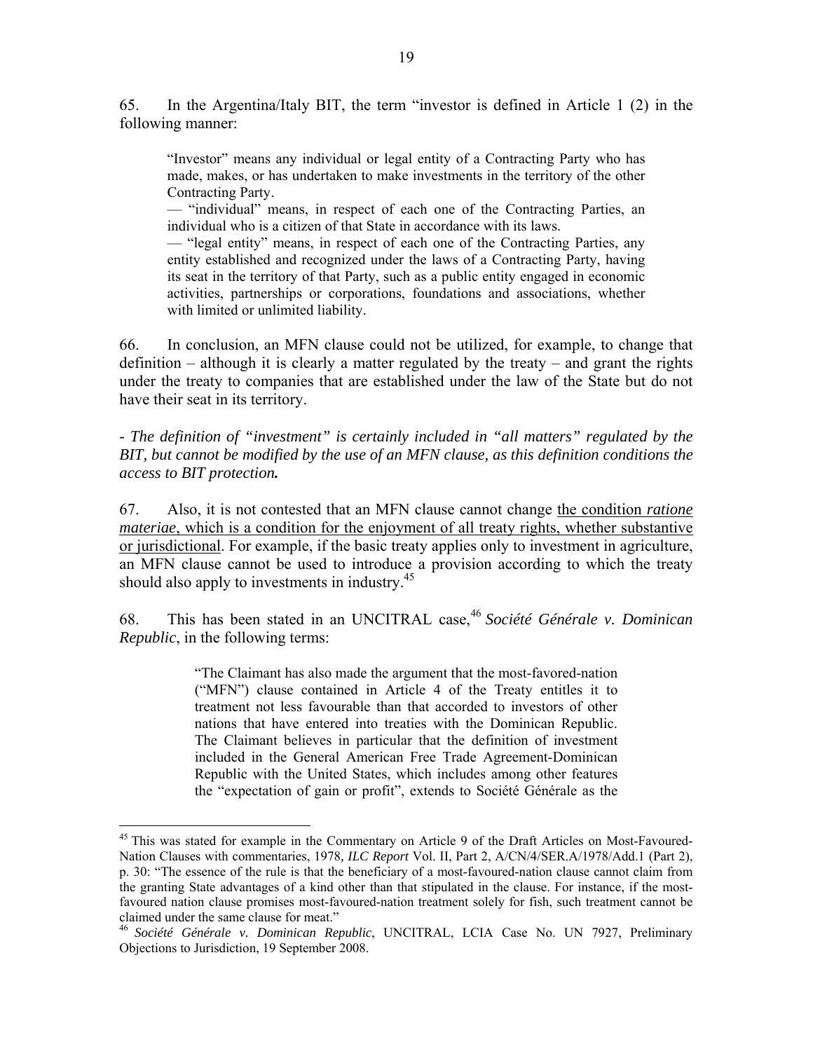65. In the Argentina/Italy BIT, the term "investor is defined in Article 1 (2) in the following manner:

> "Investor" means any individual or legal entity of a Contracting Party who has made, makes, or has undertaken to make investments in the territory of the other Contracting Party.
>
> — "individual" means, in respect of each one of the Contracting Parties, an individual who is a citizen of that State in accordance with its laws.
>
> — "legal entity" means, in respect of each one of the Contracting Parties, any entity established and recognized under the laws of a Contracting Party, having its seat in the territory of that Party, such as a public entity engaged in economic activities, partnerships or corporations, foundations and associations, whether with limited or unlimited liability.

66. In conclusion, an MFN clause could not be utilized, for example, to change that definition – although it is clearly a matter regulated by the treaty – and grant the rights under the treaty to companies that are established under the law of the State but do not have their seat in its territory.

*- The definition of "investment" is certainly included in "all matters" regulated by the BIT, but cannot be modified by the use of an MFN clause, as this definition conditions the access to BIT protection.*

67. Also, it is not contested that an MFN clause cannot change <u>the condition *ratione materiae*, which is a condition for the enjoyment of all treaty rights, whether substantive or jurisdictional</u>. For example, if the basic treaty applies only to investment in agriculture, an MFN clause cannot be used to introduce a provision according to which the treaty should also apply to investments in industry.[45]

68. This has been stated in an UNCITRAL case,[46] *Société Générale v. Dominican Republic*, in the following terms:

> "The Claimant has also made the argument that the most-favored-nation ("MFN") clause contained in Article 4 of the Treaty entitles it to treatment not less favourable than that accorded to investors of other nations that have entered into treaties with the Dominican Republic. The Claimant believes in particular that the definition of investment included in the General American Free Trade Agreement-Dominican Republic with the United States, which includes among other features the "expectation of gain or profit", extends to Société Générale as the

---

[45] This was stated for example in the Commentary on Article 9 of the Draft Articles on Most-Favoured-Nation Clauses with commentaries, 1978, *ILC Report* Vol. II, Part 2, A/CN/4/SER.A/1978/Add.1 (Part 2), p. 30: "The essence of the rule is that the beneficiary of a most-favoured-nation clause cannot claim from the granting State advantages of a kind other than that stipulated in the clause. For instance, if the most-favoured nation clause promises most-favoured-nation treatment solely for fish, such treatment cannot be claimed under the same clause for meat."

[46] *Société Générale v. Dominican Republic*, UNCITRAL, LCIA Case No. UN 7927, Preliminary Objections to Jurisdiction, 19 September 2008.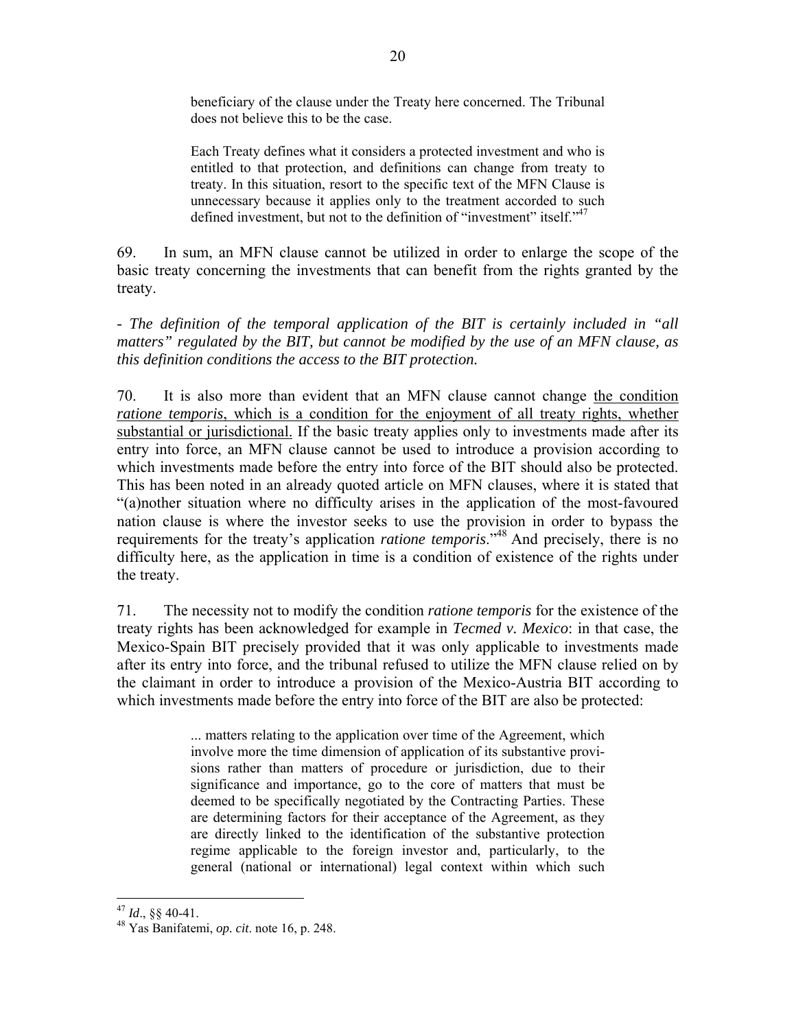> beneficiary of the clause under the Treaty here concerned. The Tribunal does not believe this to be the case.
>
> Each Treaty defines what it considers a protected investment and who is entitled to that protection, and definitions can change from treaty to treaty. In this situation, resort to the specific text of the MFN Clause is unnecessary because it applies only to the treatment accorded to such defined investment, but not to the definition of "investment" itself."[47]

69. In sum, an MFN clause cannot be utilized in order to enlarge the scope of the basic treaty concerning the investments that can benefit from the rights granted by the treaty.

*- The definition of the temporal application of the BIT is certainly included in "all matters" regulated by the BIT, but cannot be modified by the use of an MFN clause, as this definition conditions the access to the BIT protection.*

70. It is also more than evident that an MFN clause cannot change <u>the condition *ratione temporis*, which is a condition for the enjoyment of all treaty rights, whether substantial or jurisdictional.</u> If the basic treaty applies only to investments made after its entry into force, an MFN clause cannot be used to introduce a provision according to which investments made before the entry into force of the BIT should also be protected. This has been noted in an already quoted article on MFN clauses, where it is stated that "(a)nother situation where no difficulty arises in the application of the most-favoured nation clause is where the investor seeks to use the provision in order to bypass the requirements for the treaty's application *ratione temporis*."[48] And precisely, there is no difficulty here, as the application in time is a condition of existence of the rights under the treaty.

71. The necessity not to modify the condition *ratione temporis* for the existence of the treaty rights has been acknowledged for example in *Tecmed v. Mexico*: in that case, the Mexico-Spain BIT precisely provided that it was only applicable to investments made after its entry into force, and the tribunal refused to utilize the MFN clause relied on by the claimant in order to introduce a provision of the Mexico-Austria BIT according to which investments made before the entry into force of the BIT are also be protected:

> ... matters relating to the application over time of the Agreement, which involve more the time dimension of application of its substantive provisions rather than matters of procedure or jurisdiction, due to their significance and importance, go to the core of matters that must be deemed to be specifically negotiated by the Contracting Parties. These are determining factors for their acceptance of the Agreement, as they are directly linked to the identification of the substantive protection regime applicable to the foreign investor and, particularly, to the general (national or international) legal context within which such

---

[47] *Id*., §§ 40-41.

[48] Yas Banifatemi, *op. cit*. note 16, p. 248.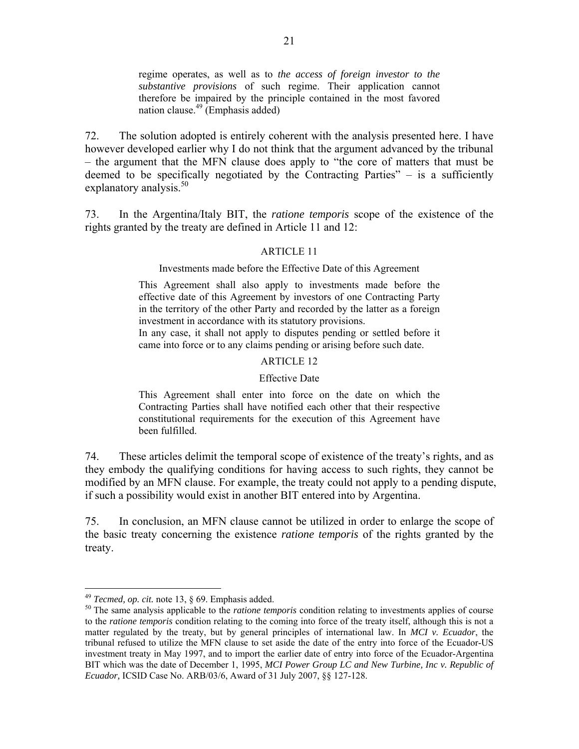> regime operates, as well as to *the access of foreign investor to the substantive provisions* of such regime. Their application cannot therefore be impaired by the principle contained in the most favored nation clause.[49] (Emphasis added)

72. The solution adopted is entirely coherent with the analysis presented here. I have however developed earlier why I do not think that the argument advanced by the tribunal – the argument that the MFN clause does apply to "the core of matters that must be deemed to be specifically negotiated by the Contracting Parties" – is a sufficiently explanatory analysis.[50]

73. In the Argentina/Italy BIT, the *ratione temporis* scope of the existence of the rights granted by the treaty are defined in Article 11 and 12:

> ARTICLE 11
>
> Investments made before the Effective Date of this Agreement
>
> This Agreement shall also apply to investments made before the effective date of this Agreement by investors of one Contracting Party in the territory of the other Party and recorded by the latter as a foreign investment in accordance with its statutory provisions.
> In any case, it shall not apply to disputes pending or settled before it came into force or to any claims pending or arising before such date.
>
> ARTICLE 12
>
> Effective Date
>
> This Agreement shall enter into force on the date on which the Contracting Parties shall have notified each other that their respective constitutional requirements for the execution of this Agreement have been fulfilled.

74. These articles delimit the temporal scope of existence of the treaty's rights, and as they embody the qualifying conditions for having access to such rights, they cannot be modified by an MFN clause. For example, the treaty could not apply to a pending dispute, if such a possibility would exist in another BIT entered into by Argentina.

75. In conclusion, an MFN clause cannot be utilized in order to enlarge the scope of the basic treaty concerning the existence *ratione temporis* of the rights granted by the treaty.

---

[49] *Tecmed, op. cit.* note 13, § 69. Emphasis added.

[50] The same analysis applicable to the *ratione temporis* condition relating to investments applies of course to the *ratione temporis* condition relating to the coming into force of the treaty itself, although this is not a matter regulated by the treaty, but by general principles of international law. In *MCI v. Ecuador*, the tribunal refused to utilize the MFN clause to set aside the date of the entry into force of the Ecuador-US investment treaty in May 1997, and to import the earlier date of entry into force of the Ecuador-Argentina BIT which was the date of December 1, 1995, *MCI Power Group LC and New Turbine, Inc v. Republic of Ecuador,* ICSID Case No. ARB/03/6, Award of 31 July 2007, §§ 127-128.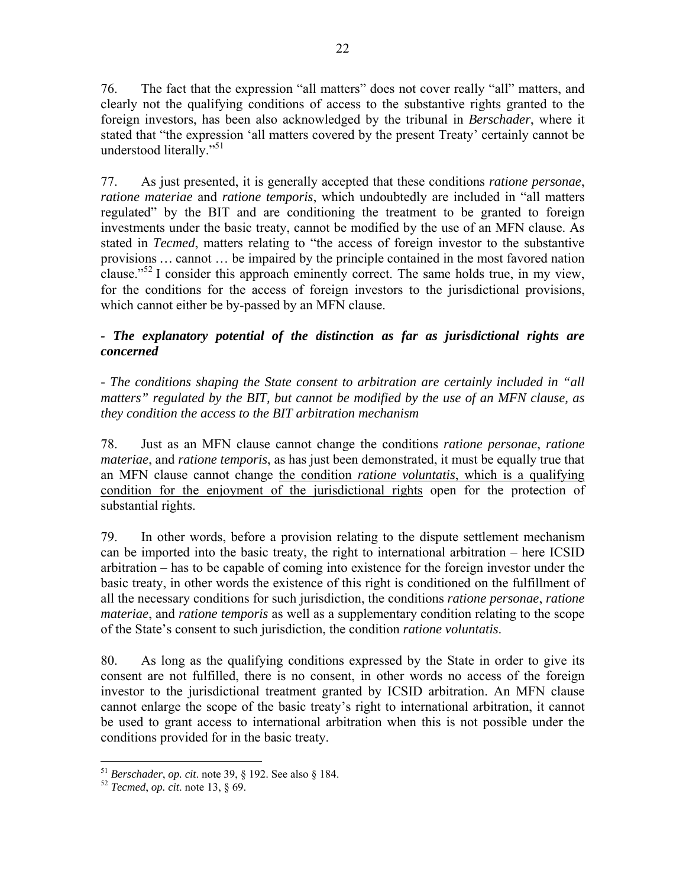76. The fact that the expression "all matters" does not cover really "all" matters, and clearly not the qualifying conditions of access to the substantive rights granted to the foreign investors, has been also acknowledged by the tribunal in *Berschader*, where it stated that "the expression 'all matters covered by the present Treaty' certainly cannot be understood literally."[51]

77. As just presented, it is generally accepted that these conditions *ratione personae*, *ratione materiae* and *ratione temporis*, which undoubtedly are included in "all matters regulated" by the BIT and are conditioning the treatment to be granted to foreign investments under the basic treaty, cannot be modified by the use of an MFN clause. As stated in *Tecmed*, matters relating to "the access of foreign investor to the substantive provisions … cannot … be impaired by the principle contained in the most favored nation clause."[52] I consider this approach eminently correct. The same holds true, in my view, for the conditions for the access of foreign investors to the jurisdictional provisions, which cannot either be by-passed by an MFN clause.

***- The explanatory potential of the distinction as far as jurisdictional rights are concerned***

*- The conditions shaping the State consent to arbitration are certainly included in "all matters" regulated by the BIT, but cannot be modified by the use of an MFN clause, as they condition the access to the BIT arbitration mechanism*

78. Just as an MFN clause cannot change the conditions *ratione personae*, *ratione materiae*, and *ratione temporis*, as has just been demonstrated, it must be equally true that an MFN clause cannot change <u>the condition *ratione voluntatis*, which is a qualifying condition for the enjoyment of the jurisdictional rights</u> open for the protection of substantial rights.

79. In other words, before a provision relating to the dispute settlement mechanism can be imported into the basic treaty, the right to international arbitration – here ICSID arbitration – has to be capable of coming into existence for the foreign investor under the basic treaty, in other words the existence of this right is conditioned on the fulfillment of all the necessary conditions for such jurisdiction, the conditions *ratione personae*, *ratione materiae*, and *ratione temporis* as well as a supplementary condition relating to the scope of the State's consent to such jurisdiction, the condition *ratione voluntatis*.

80. As long as the qualifying conditions expressed by the State in order to give its consent are not fulfilled, there is no consent, in other words no access of the foreign investor to the jurisdictional treatment granted by ICSID arbitration. An MFN clause cannot enlarge the scope of the basic treaty's right to international arbitration, it cannot be used to grant access to international arbitration when this is not possible under the conditions provided for in the basic treaty.

---

[51] *Berschader*, *op. cit*. note 39, § 192. See also § 184.

[52] *Tecmed*, *op. cit*. note 13, § 69.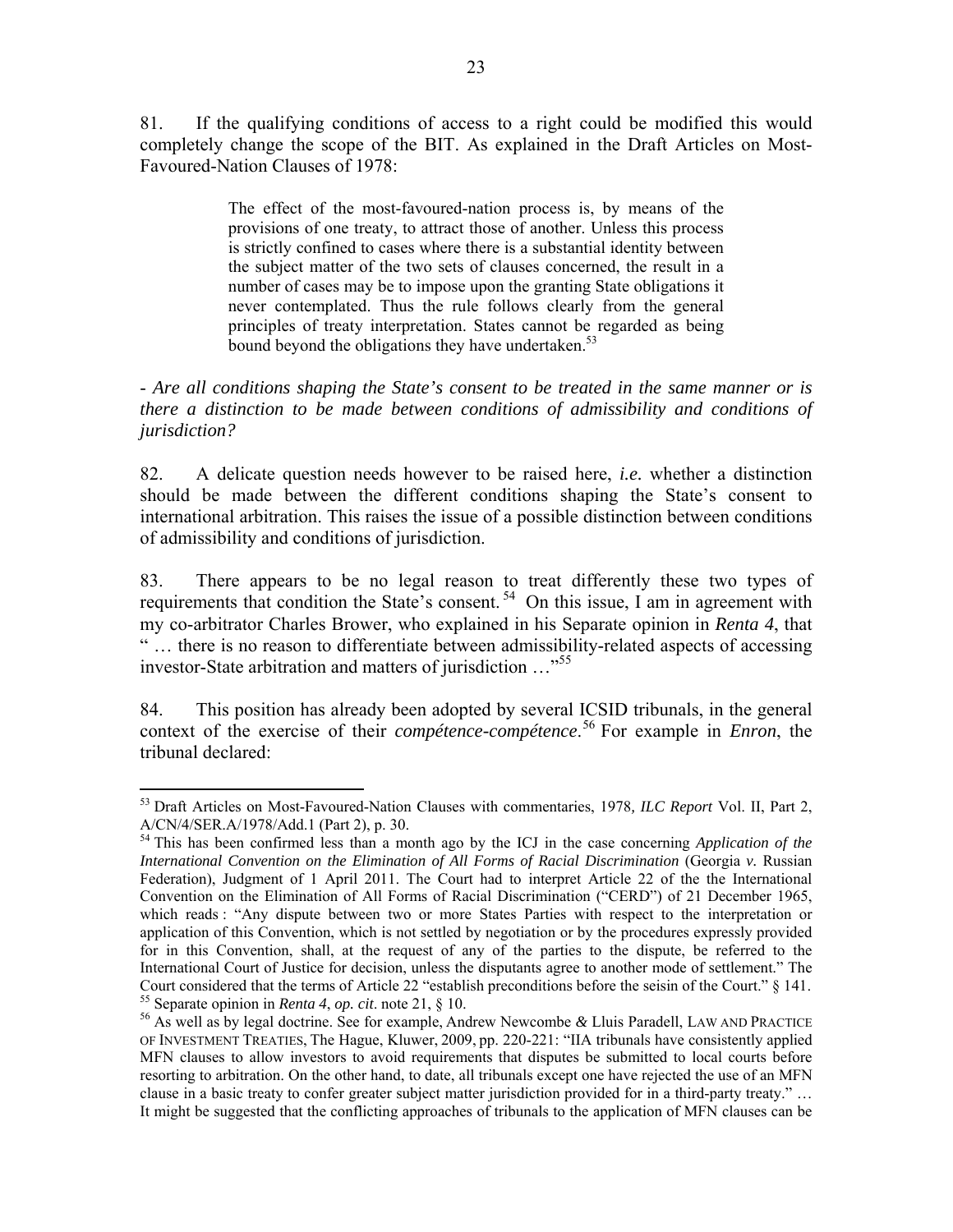81. If the qualifying conditions of access to a right could be modified this would completely change the scope of the BIT. As explained in the Draft Articles on Most-Favoured-Nation Clauses of 1978:

> The effect of the most-favoured-nation process is, by means of the provisions of one treaty, to attract those of another. Unless this process is strictly confined to cases where there is a substantial identity between the subject matter of the two sets of clauses concerned, the result in a number of cases may be to impose upon the granting State obligations it never contemplated. Thus the rule follows clearly from the general principles of treaty interpretation. States cannot be regarded as being bound beyond the obligations they have undertaken.[53]

*- Are all conditions shaping the State's consent to be treated in the same manner or is there a distinction to be made between conditions of admissibility and conditions of jurisdiction?*

82. A delicate question needs however to be raised here, *i.e.* whether a distinction should be made between the different conditions shaping the State's consent to international arbitration. This raises the issue of a possible distinction between conditions of admissibility and conditions of jurisdiction.

83. There appears to be no legal reason to treat differently these two types of requirements that condition the State's consent.[54] On this issue, I am in agreement with my co-arbitrator Charles Brower, who explained in his Separate opinion in *Renta 4*, that " … there is no reason to differentiate between admissibility-related aspects of accessing investor-State arbitration and matters of jurisdiction …"[55]

84. This position has already been adopted by several ICSID tribunals, in the general context of the exercise of their *compétence-compétence*.[56] For example in *Enron*, the tribunal declared:

---

[53] Draft Articles on Most-Favoured-Nation Clauses with commentaries, 1978*, ILC Report* Vol. II, Part 2, A/CN/4/SER.A/1978/Add.1 (Part 2), p. 30.

[54] This has been confirmed less than a month ago by the ICJ in the case concerning *Application of the International Convention on the Elimination of All Forms of Racial Discrimination* (Georgia *v.* Russian Federation), Judgment of 1 April 2011. The Court had to interpret Article 22 of the the International Convention on the Elimination of All Forms of Racial Discrimination ("CERD") of 21 December 1965, which reads : "Any dispute between two or more States Parties with respect to the interpretation or application of this Convention, which is not settled by negotiation or by the procedures expressly provided for in this Convention, shall, at the request of any of the parties to the dispute, be referred to the International Court of Justice for decision, unless the disputants agree to another mode of settlement." The Court considered that the terms of Article 22 "establish preconditions before the seisin of the Court." § 141.

[55] Separate opinion in *Renta 4*, *op. cit*. note 21, § 10.

[56] As well as by legal doctrine. See for example, Andrew Newcombe *&* Lluis Paradell, LAW AND PRACTICE OF INVESTMENT TREATIES, The Hague, Kluwer, 2009, pp. 220-221: "IIA tribunals have consistently applied MFN clauses to allow investors to avoid requirements that disputes be submitted to local courts before resorting to arbitration. On the other hand, to date, all tribunals except one have rejected the use of an MFN clause in a basic treaty to confer greater subject matter jurisdiction provided for in a third-party treaty." … It might be suggested that the conflicting approaches of tribunals to the application of MFN clauses can be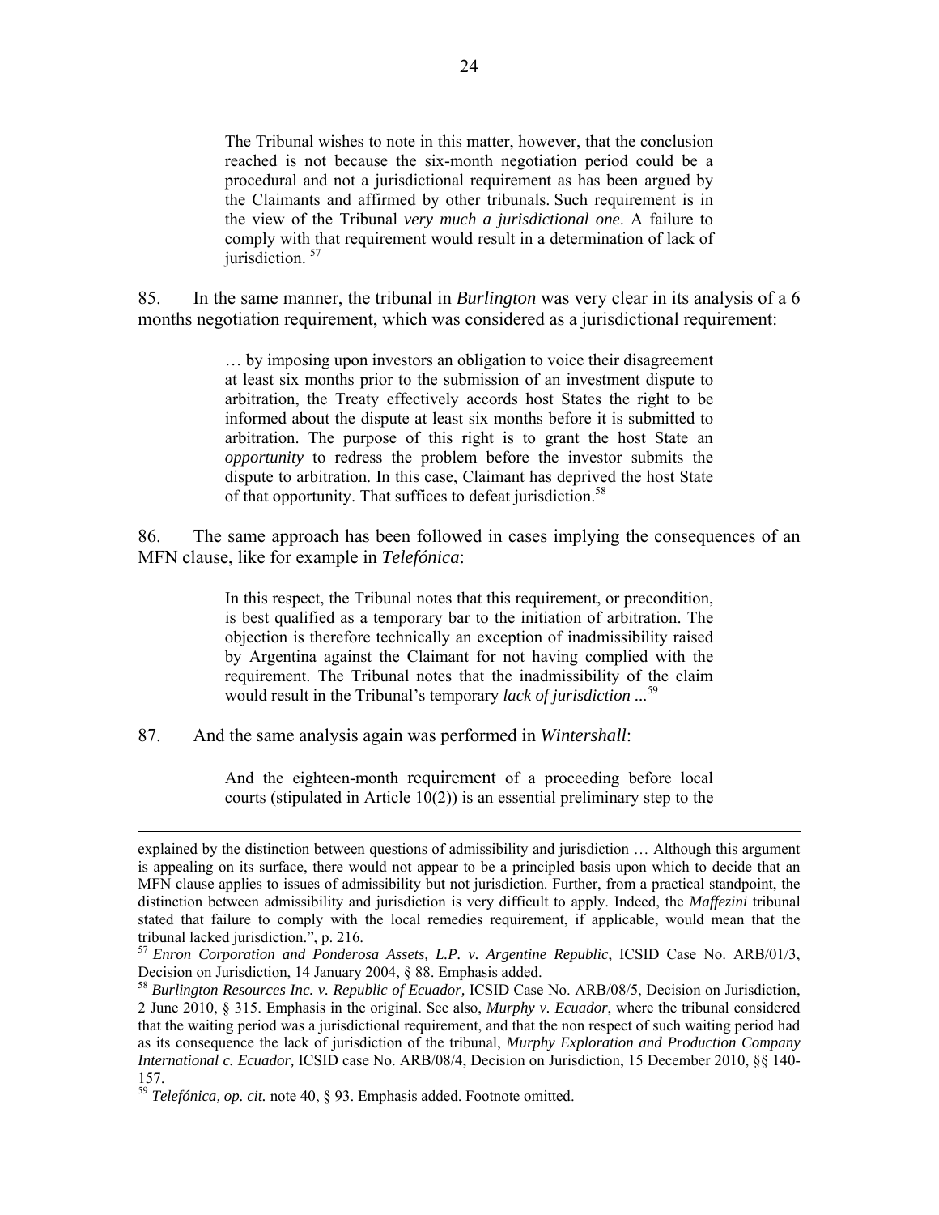> The Tribunal wishes to note in this matter, however, that the conclusion reached is not because the six-month negotiation period could be a procedural and not a jurisdictional requirement as has been argued by the Claimants and affirmed by other tribunals. Such requirement is in the view of the Tribunal *very much a jurisdictional one*. A failure to comply with that requirement would result in a determination of lack of jurisdiction. [57]

85. In the same manner, the tribunal in *Burlington* was very clear in its analysis of a 6 months negotiation requirement, which was considered as a jurisdictional requirement:

> … by imposing upon investors an obligation to voice their disagreement at least six months prior to the submission of an investment dispute to arbitration, the Treaty effectively accords host States the right to be informed about the dispute at least six months before it is submitted to arbitration. The purpose of this right is to grant the host State an *opportunity* to redress the problem before the investor submits the dispute to arbitration. In this case, Claimant has deprived the host State of that opportunity. That suffices to defeat jurisdiction.[58]

86. The same approach has been followed in cases implying the consequences of an MFN clause, like for example in *Telefónica*:

> In this respect, the Tribunal notes that this requirement, or precondition, is best qualified as a temporary bar to the initiation of arbitration. The objection is therefore technically an exception of inadmissibility raised by Argentina against the Claimant for not having complied with the requirement. The Tribunal notes that the inadmissibility of the claim would result in the Tribunal's temporary *lack of jurisdiction ...*[59]

87. And the same analysis again was performed in *Wintershall*:

> And the eighteen-month requirement of a proceeding before local courts (stipulated in Article 10(2)) is an essential preliminary step to the

---

explained by the distinction between questions of admissibility and jurisdiction … Although this argument is appealing on its surface, there would not appear to be a principled basis upon which to decide that an MFN clause applies to issues of admissibility but not jurisdiction. Further, from a practical standpoint, the distinction between admissibility and jurisdiction is very difficult to apply. Indeed, the *Maffezini* tribunal stated that failure to comply with the local remedies requirement, if applicable, would mean that the tribunal lacked jurisdiction.", p. 216.

[57] *Enron Corporation and Ponderosa Assets, L.P. v. Argentine Republic*, ICSID Case No. ARB/01/3, Decision on Jurisdiction, 14 January 2004, § 88. Emphasis added.

[58] *Burlington Resources Inc. v. Republic of Ecuador*, ICSID Case No. ARB/08/5, Decision on Jurisdiction, 2 June 2010, § 315. Emphasis in the original. See also, *Murphy v. Ecuador*, where the tribunal considered that the waiting period was a jurisdictional requirement, and that the non respect of such waiting period had as its consequence the lack of jurisdiction of the tribunal, *Murphy Exploration and Production Company International c. Ecuador,* ICSID case No. ARB/08/4, Decision on Jurisdiction, 15 December 2010, §§ 140-157.

[59] *Telefónica, op. cit.* note 40, § 93. Emphasis added. Footnote omitted.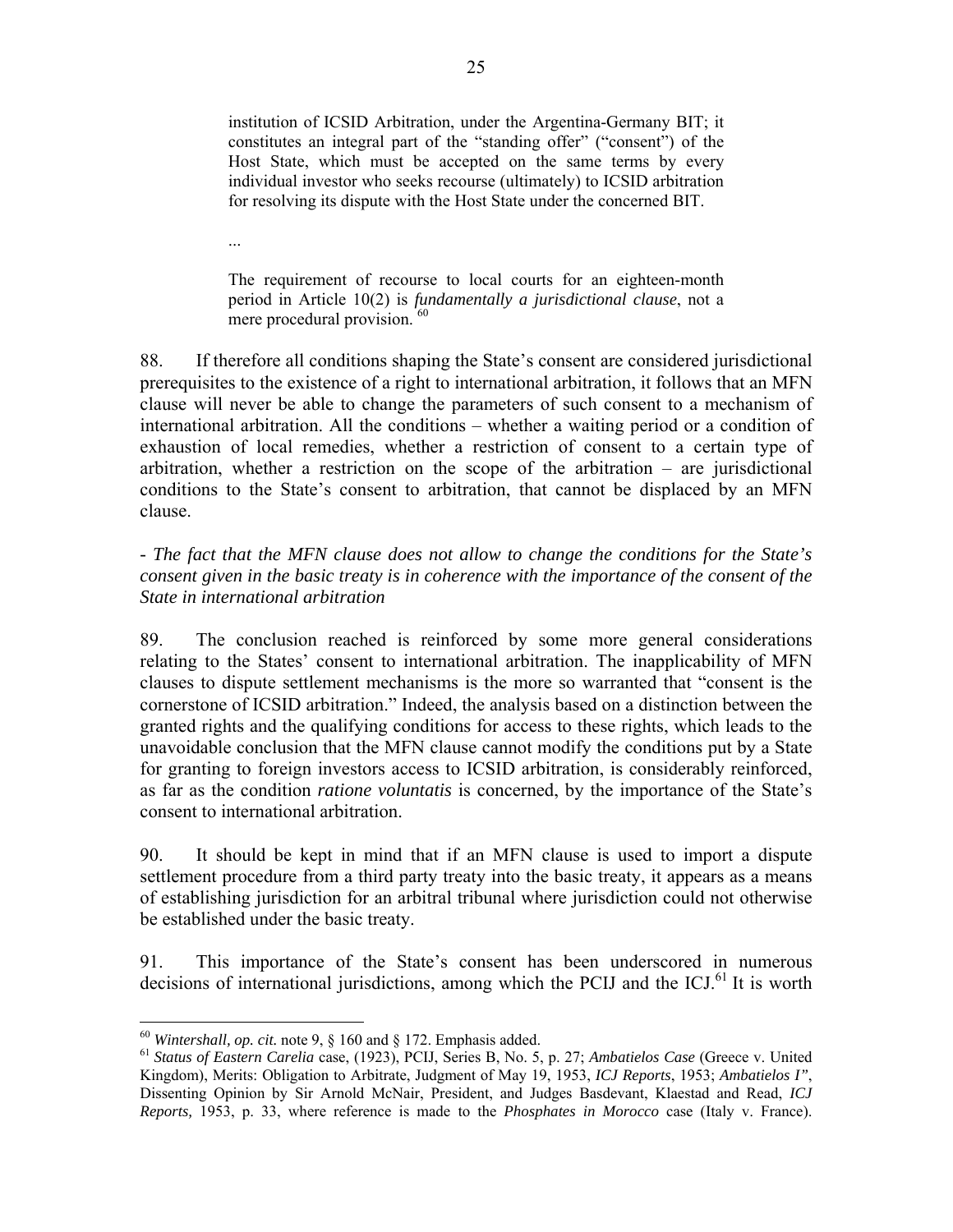> institution of ICSID Arbitration, under the Argentina-Germany BIT; it constitutes an integral part of the "standing offer" ("consent") of the Host State, which must be accepted on the same terms by every individual investor who seeks recourse (ultimately) to ICSID arbitration for resolving its dispute with the Host State under the concerned BIT.
>
> ...
>
> The requirement of recourse to local courts for an eighteen-month period in Article 10(2) is *fundamentally a jurisdictional clause*, not a mere procedural provision.[60]

88. If therefore all conditions shaping the State's consent are considered jurisdictional prerequisites to the existence of a right to international arbitration, it follows that an MFN clause will never be able to change the parameters of such consent to a mechanism of international arbitration. All the conditions – whether a waiting period or a condition of exhaustion of local remedies, whether a restriction of consent to a certain type of arbitration, whether a restriction on the scope of the arbitration – are jurisdictional conditions to the State's consent to arbitration, that cannot be displaced by an MFN clause.

*- The fact that the MFN clause does not allow to change the conditions for the State's consent given in the basic treaty is in coherence with the importance of the consent of the State in international arbitration*

89. The conclusion reached is reinforced by some more general considerations relating to the States' consent to international arbitration. The inapplicability of MFN clauses to dispute settlement mechanisms is the more so warranted that "consent is the cornerstone of ICSID arbitration." Indeed, the analysis based on a distinction between the granted rights and the qualifying conditions for access to these rights, which leads to the unavoidable conclusion that the MFN clause cannot modify the conditions put by a State for granting to foreign investors access to ICSID arbitration, is considerably reinforced, as far as the condition *ratione voluntatis* is concerned, by the importance of the State's consent to international arbitration.

90. It should be kept in mind that if an MFN clause is used to import a dispute settlement procedure from a third party treaty into the basic treaty, it appears as a means of establishing jurisdiction for an arbitral tribunal where jurisdiction could not otherwise be established under the basic treaty.

91. This importance of the State's consent has been underscored in numerous decisions of international jurisdictions, among which the PCIJ and the ICJ.[61] It is worth

---

[60] *Wintershall, op. cit.* note 9, § 160 and § 172. Emphasis added.

[61] *Status of Eastern Carelia* case, (1923), PCIJ, Series B, No. 5, p. 27; *Ambatielos Case* (Greece v. United Kingdom), Merits: Obligation to Arbitrate, Judgment of May 19, 1953, *ICJ Reports*, 1953; *Ambatielos I"*, Dissenting Opinion by Sir Arnold McNair, President, and Judges Basdevant, Klaestad and Read, *ICJ Reports,* 1953, p. 33, where reference is made to the *Phosphates in Morocco* case (Italy v. France).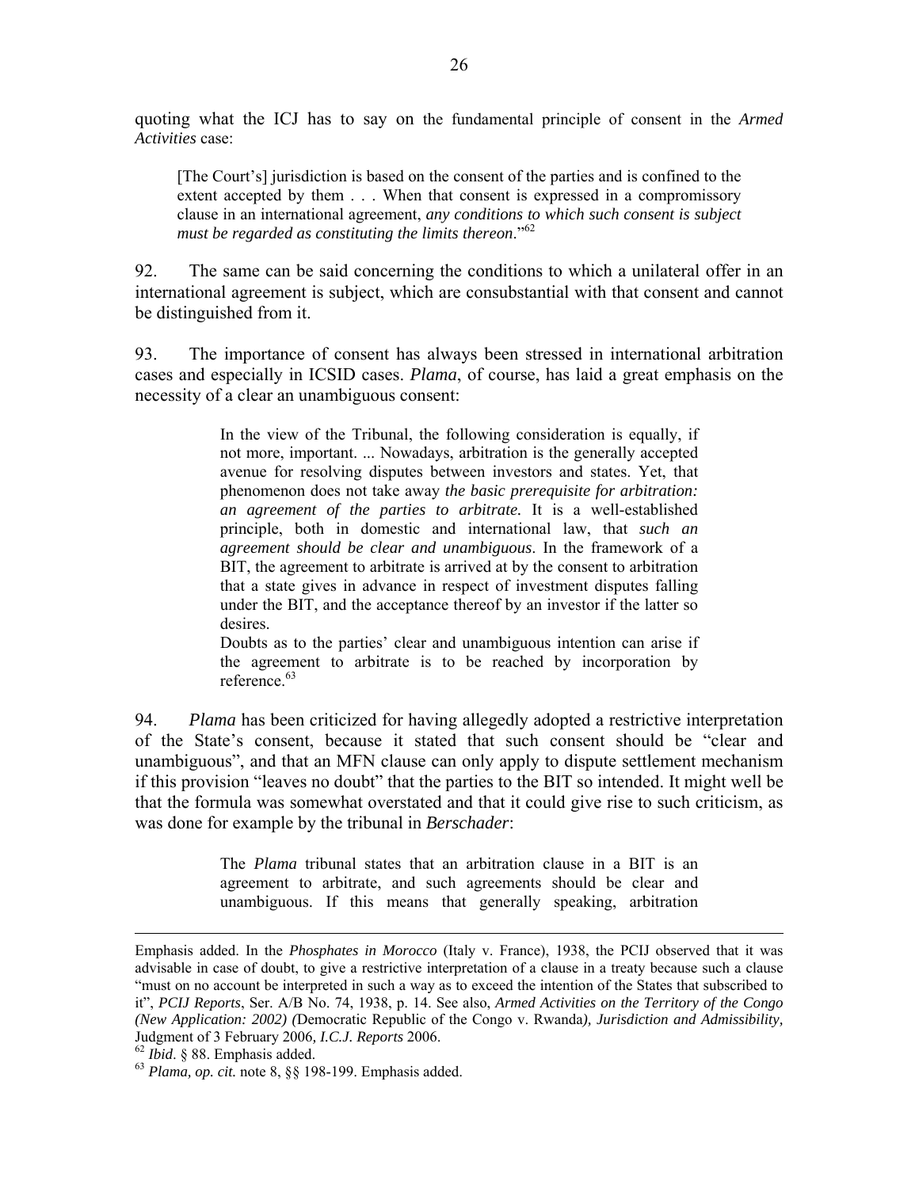quoting what the ICJ has to say on the fundamental principle of consent in the *Armed Activities* case:

> [The Court's] jurisdiction is based on the consent of the parties and is confined to the extent accepted by them . . . When that consent is expressed in a compromissory clause in an international agreement, *any conditions to which such consent is subject must be regarded as constituting the limits thereon*."[62]

92. The same can be said concerning the conditions to which a unilateral offer in an international agreement is subject, which are consubstantial with that consent and cannot be distinguished from it.

93. The importance of consent has always been stressed in international arbitration cases and especially in ICSID cases. *Plama*, of course, has laid a great emphasis on the necessity of a clear an unambiguous consent:

> In the view of the Tribunal, the following consideration is equally, if not more, important. ... Nowadays, arbitration is the generally accepted avenue for resolving disputes between investors and states. Yet, that phenomenon does not take away *the basic prerequisite for arbitration: an agreement of the parties to arbitrate.* It is a well-established principle, both in domestic and international law, that *such an agreement should be clear and unambiguous*. In the framework of a BIT, the agreement to arbitrate is arrived at by the consent to arbitration that a state gives in advance in respect of investment disputes falling under the BIT, and the acceptance thereof by an investor if the latter so desires.
>
> Doubts as to the parties' clear and unambiguous intention can arise if the agreement to arbitrate is to be reached by incorporation by reference.[63]

94. *Plama* has been criticized for having allegedly adopted a restrictive interpretation of the State's consent, because it stated that such consent should be "clear and unambiguous", and that an MFN clause can only apply to dispute settlement mechanism if this provision "leaves no doubt" that the parties to the BIT so intended. It might well be that the formula was somewhat overstated and that it could give rise to such criticism, as was done for example by the tribunal in *Berschader*:

> The *Plama* tribunal states that an arbitration clause in a BIT is an agreement to arbitrate, and such agreements should be clear and unambiguous. If this means that generally speaking, arbitration

---

Emphasis added. In the *Phosphates in Morocco* (Italy v. France), 1938, the PCIJ observed that it was advisable in case of doubt, to give a restrictive interpretation of a clause in a treaty because such a clause "must on no account be interpreted in such a way as to exceed the intention of the States that subscribed to it", *PCIJ Reports*, Ser. A/B No. 74, 1938, p. 14. See also, *Armed Activities on the Territory of the Congo (New Application: 2002) (*Democratic Republic of the Congo v. Rwanda*), Jurisdiction and Admissibility,* Judgment of 3 February 2006*, I.C.J. Reports* 2006.

[62] *Ibid*. § 88. Emphasis added.

[63] *Plama, op. cit.* note 8, §§ 198-199. Emphasis added.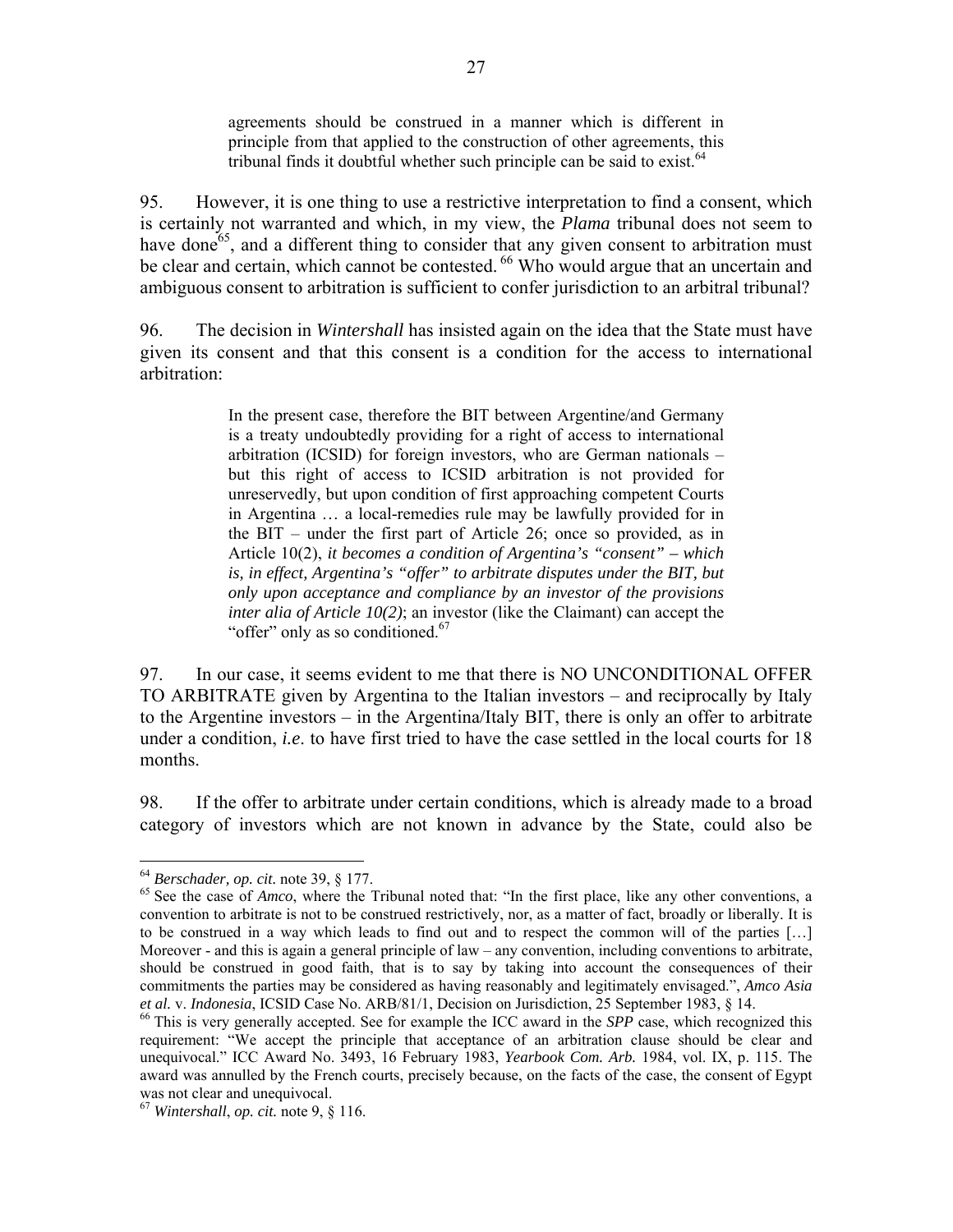> agreements should be construed in a manner which is different in principle from that applied to the construction of other agreements, this tribunal finds it doubtful whether such principle can be said to exist.[64]

95. However, it is one thing to use a restrictive interpretation to find a consent, which is certainly not warranted and which, in my view, the *Plama* tribunal does not seem to have done[65], and a different thing to consider that any given consent to arbitration must be clear and certain, which cannot be contested. [66] Who would argue that an uncertain and ambiguous consent to arbitration is sufficient to confer jurisdiction to an arbitral tribunal?

96. The decision in *Wintershall* has insisted again on the idea that the State must have given its consent and that this consent is a condition for the access to international arbitration:

> In the present case, therefore the BIT between Argentine/and Germany is a treaty undoubtedly providing for a right of access to international arbitration (ICSID) for foreign investors, who are German nationals – but this right of access to ICSID arbitration is not provided for unreservedly, but upon condition of first approaching competent Courts in Argentina … a local-remedies rule may be lawfully provided for in the BIT – under the first part of Article 26; once so provided, as in Article 10(2), *it becomes a condition of Argentina's "consent" – which is, in effect, Argentina's "offer" to arbitrate disputes under the BIT, but only upon acceptance and compliance by an investor of the provisions inter alia of Article 10(2)*; an investor (like the Claimant) can accept the "offer" only as so conditioned.[67]

97. In our case, it seems evident to me that there is NO UNCONDITIONAL OFFER TO ARBITRATE given by Argentina to the Italian investors – and reciprocally by Italy to the Argentine investors – in the Argentina/Italy BIT, there is only an offer to arbitrate under a condition, *i.e.* to have first tried to have the case settled in the local courts for 18 months.

98. If the offer to arbitrate under certain conditions, which is already made to a broad category of investors which are not known in advance by the State, could also be

---

[64] *Berschader, op. cit.* note 39, § 177.

[65] See the case of *Amco*, where the Tribunal noted that: "In the first place, like any other conventions, a convention to arbitrate is not to be construed restrictively, nor, as a matter of fact, broadly or liberally. It is to be construed in a way which leads to find out and to respect the common will of the parties […] Moreover - and this is again a general principle of law – any convention, including conventions to arbitrate, should be construed in good faith, that is to say by taking into account the consequences of their commitments the parties may be considered as having reasonably and legitimately envisaged.", *Amco Asia et al.* v. *Indonesia*, ICSID Case No. ARB/81/1, Decision on Jurisdiction, 25 September 1983, § 14.

[66] This is very generally accepted. See for example the ICC award in the *SPP* case, which recognized this requirement: "We accept the principle that acceptance of an arbitration clause should be clear and unequivocal." ICC Award No. 3493, 16 February 1983, *Yearbook Com. Arb.* 1984, vol. IX, p. 115. The award was annulled by the French courts, precisely because, on the facts of the case, the consent of Egypt was not clear and unequivocal.

[67] *Wintershall*, *op. cit.* note 9, § 116.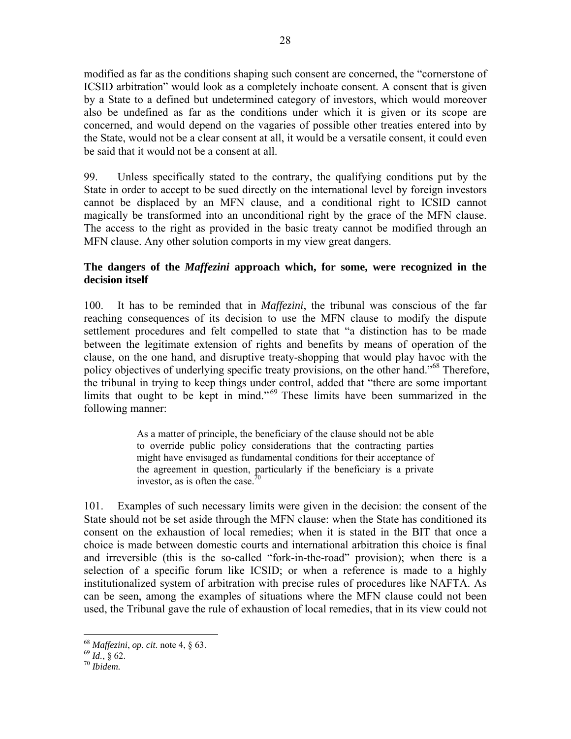modified as far as the conditions shaping such consent are concerned, the "cornerstone of ICSID arbitration" would look as a completely inchoate consent. A consent that is given by a State to a defined but undetermined category of investors, which would moreover also be undefined as far as the conditions under which it is given or its scope are concerned, and would depend on the vagaries of possible other treaties entered into by the State, would not be a clear consent at all, it would be a versatile consent, it could even be said that it would not be a consent at all.

99. Unless specifically stated to the contrary, the qualifying conditions put by the State in order to accept to be sued directly on the international level by foreign investors cannot be displaced by an MFN clause, and a conditional right to ICSID cannot magically be transformed into an unconditional right by the grace of the MFN clause. The access to the right as provided in the basic treaty cannot be modified through an MFN clause. Any other solution comports in my view great dangers.

**The dangers of the *Maffezini* approach which, for some, were recognized in the decision itself**

100. It has to be reminded that in *Maffezini*, the tribunal was conscious of the far reaching consequences of its decision to use the MFN clause to modify the dispute settlement procedures and felt compelled to state that "a distinction has to be made between the legitimate extension of rights and benefits by means of operation of the clause, on the one hand, and disruptive treaty-shopping that would play havoc with the policy objectives of underlying specific treaty provisions, on the other hand."[68] Therefore, the tribunal in trying to keep things under control, added that "there are some important limits that ought to be kept in mind."[69] These limits have been summarized in the following manner:

> As a matter of principle, the beneficiary of the clause should not be able to override public policy considerations that the contracting parties might have envisaged as fundamental conditions for their acceptance of the agreement in question, particularly if the beneficiary is a private investor, as is often the case.[70]

101. Examples of such necessary limits were given in the decision: the consent of the State should not be set aside through the MFN clause: when the State has conditioned its consent on the exhaustion of local remedies; when it is stated in the BIT that once a choice is made between domestic courts and international arbitration this choice is final and irreversible (this is the so-called "fork-in-the-road" provision); when there is a selection of a specific forum like ICSID; or when a reference is made to a highly institutionalized system of arbitration with precise rules of procedures like NAFTA. As can be seen, among the examples of situations where the MFN clause could not been used, the Tribunal gave the rule of exhaustion of local remedies, that in its view could not

---

[68] *Maffezini*, *op. cit*. note 4, § 63.

[69] *Id*., § 62.

[70] *Ibidem.*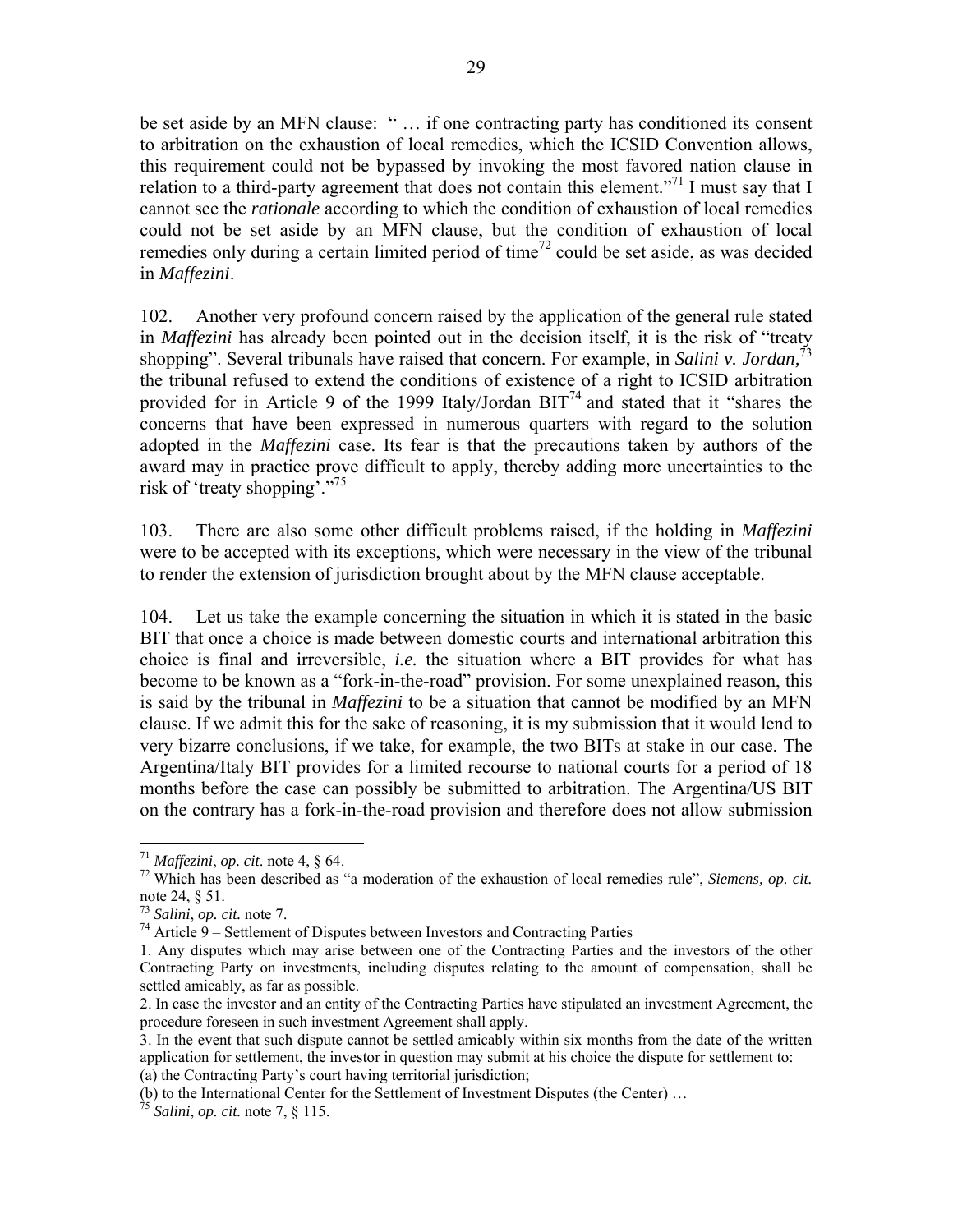be set aside by an MFN clause: " … if one contracting party has conditioned its consent to arbitration on the exhaustion of local remedies, which the ICSID Convention allows, this requirement could not be bypassed by invoking the most favored nation clause in relation to a third-party agreement that does not contain this element."[71] I must say that I cannot see the *rationale* according to which the condition of exhaustion of local remedies could not be set aside by an MFN clause, but the condition of exhaustion of local remedies only during a certain limited period of time[72] could be set aside, as was decided in *Maffezini*.

102. Another very profound concern raised by the application of the general rule stated in *Maffezini* has already been pointed out in the decision itself, it is the risk of "treaty shopping". Several tribunals have raised that concern. For example, in *Salini v. Jordan,*[73] the tribunal refused to extend the conditions of existence of a right to ICSID arbitration provided for in Article 9 of the 1999 Italy/Jordan BIT[74] and stated that it "shares the concerns that have been expressed in numerous quarters with regard to the solution adopted in the *Maffezini* case. Its fear is that the precautions taken by authors of the award may in practice prove difficult to apply, thereby adding more uncertainties to the risk of 'treaty shopping'."[75]

103. There are also some other difficult problems raised, if the holding in *Maffezini* were to be accepted with its exceptions, which were necessary in the view of the tribunal to render the extension of jurisdiction brought about by the MFN clause acceptable.

104. Let us take the example concerning the situation in which it is stated in the basic BIT that once a choice is made between domestic courts and international arbitration this choice is final and irreversible, *i.e.* the situation where a BIT provides for what has become to be known as a "fork-in-the-road" provision. For some unexplained reason, this is said by the tribunal in *Maffezini* to be a situation that cannot be modified by an MFN clause. If we admit this for the sake of reasoning, it is my submission that it would lend to very bizarre conclusions, if we take, for example, the two BITs at stake in our case. The Argentina/Italy BIT provides for a limited recourse to national courts for a period of 18 months before the case can possibly be submitted to arbitration. The Argentina/US BIT on the contrary has a fork-in-the-road provision and therefore does not allow submission

---

[71] *Maffezini*, *op. cit*. note 4, § 64.

[72] Which has been described as "a moderation of the exhaustion of local remedies rule", *Siemens, op. cit.* note 24, § 51.

[73] *Salini*, *op. cit.* note 7.

[74] Article 9 – Settlement of Disputes between Investors and Contracting Parties

1. Any disputes which may arise between one of the Contracting Parties and the investors of the other Contracting Party on investments, including disputes relating to the amount of compensation, shall be settled amicably, as far as possible.

2. In case the investor and an entity of the Contracting Parties have stipulated an investment Agreement, the procedure foreseen in such investment Agreement shall apply.

3. In the event that such dispute cannot be settled amicably within six months from the date of the written application for settlement, the investor in question may submit at his choice the dispute for settlement to:
(a) the Contracting Party's court having territorial jurisdiction;
(b) to the International Center for the Settlement of Investment Disputes (the Center) …

[75] *Salini*, *op. cit.* note 7, § 115.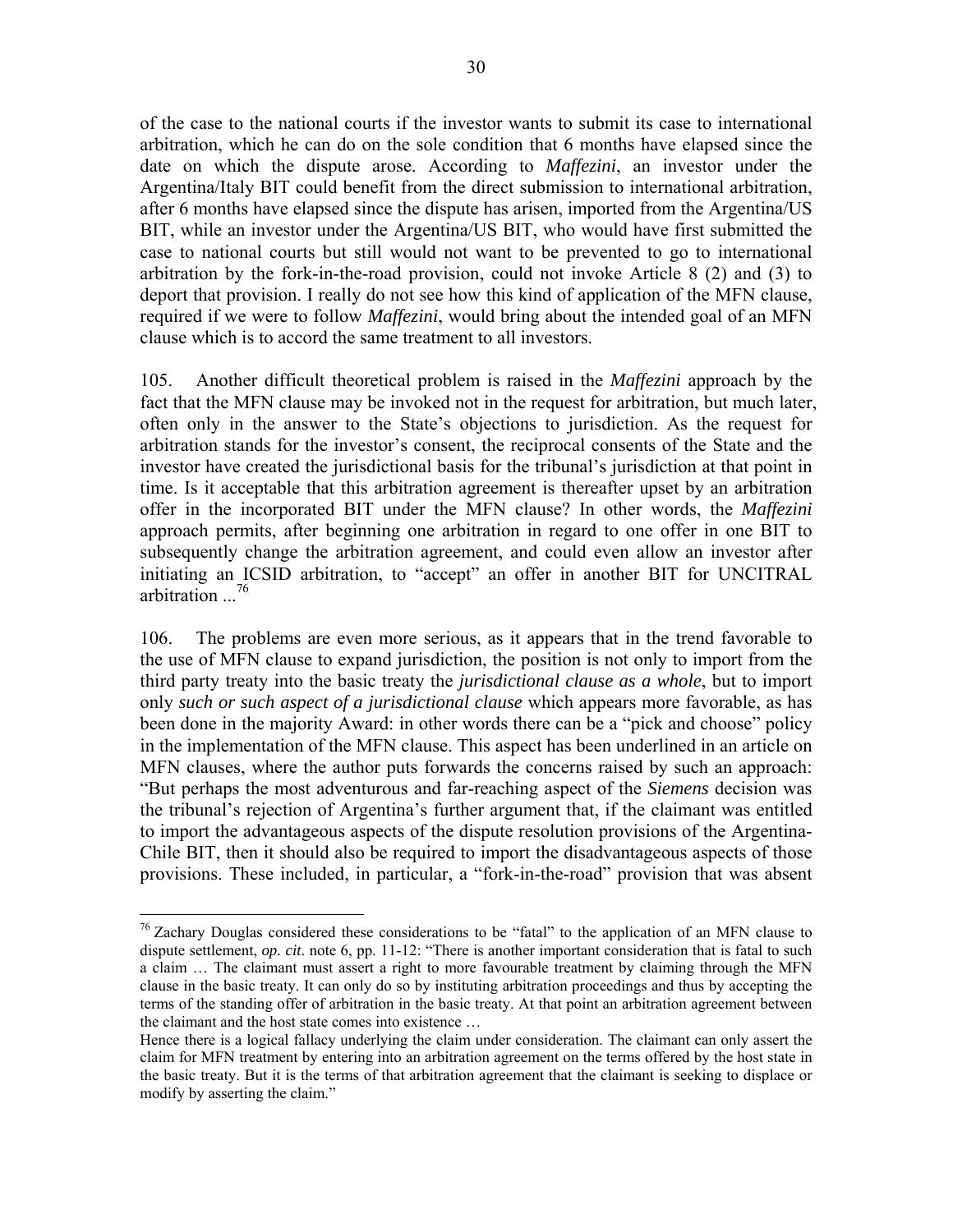of the case to the national courts if the investor wants to submit its case to international arbitration, which he can do on the sole condition that 6 months have elapsed since the date on which the dispute arose. According to *Maffezini*, an investor under the Argentina/Italy BIT could benefit from the direct submission to international arbitration, after 6 months have elapsed since the dispute has arisen, imported from the Argentina/US BIT, while an investor under the Argentina/US BIT, who would have first submitted the case to national courts but still would not want to be prevented to go to international arbitration by the fork-in-the-road provision, could not invoke Article 8 (2) and (3) to deport that provision. I really do not see how this kind of application of the MFN clause, required if we were to follow *Maffezini*, would bring about the intended goal of an MFN clause which is to accord the same treatment to all investors.

105. Another difficult theoretical problem is raised in the *Maffezini* approach by the fact that the MFN clause may be invoked not in the request for arbitration, but much later, often only in the answer to the State's objections to jurisdiction. As the request for arbitration stands for the investor's consent, the reciprocal consents of the State and the investor have created the jurisdictional basis for the tribunal's jurisdiction at that point in time. Is it acceptable that this arbitration agreement is thereafter upset by an arbitration offer in the incorporated BIT under the MFN clause? In other words, the *Maffezini* approach permits, after beginning one arbitration in regard to one offer in one BIT to subsequently change the arbitration agreement, and could even allow an investor after initiating an ICSID arbitration, to "accept" an offer in another BIT for UNCITRAL arbitration ...[76]

106. The problems are even more serious, as it appears that in the trend favorable to the use of MFN clause to expand jurisdiction, the position is not only to import from the third party treaty into the basic treaty the *jurisdictional clause as a whole*, but to import only *such or such aspect of a jurisdictional clause* which appears more favorable, as has been done in the majority Award: in other words there can be a "pick and choose" policy in the implementation of the MFN clause. This aspect has been underlined in an article on MFN clauses, where the author puts forwards the concerns raised by such an approach: "But perhaps the most adventurous and far-reaching aspect of the *Siemens* decision was the tribunal's rejection of Argentina's further argument that, if the claimant was entitled to import the advantageous aspects of the dispute resolution provisions of the Argentina-Chile BIT, then it should also be required to import the disadvantageous aspects of those provisions. These included, in particular, a "fork-in-the-road" provision that was absent

---

[76] Zachary Douglas considered these considerations to be "fatal" to the application of an MFN clause to dispute settlement, *op. cit.* note 6, pp. 11-12: "There is another important consideration that is fatal to such a claim … The claimant must assert a right to more favourable treatment by claiming through the MFN clause in the basic treaty. It can only do so by instituting arbitration proceedings and thus by accepting the terms of the standing offer of arbitration in the basic treaty. At that point an arbitration agreement between the claimant and the host state comes into existence …

Hence there is a logical fallacy underlying the claim under consideration. The claimant can only assert the claim for MFN treatment by entering into an arbitration agreement on the terms offered by the host state in the basic treaty. But it is the terms of that arbitration agreement that the claimant is seeking to displace or modify by asserting the claim."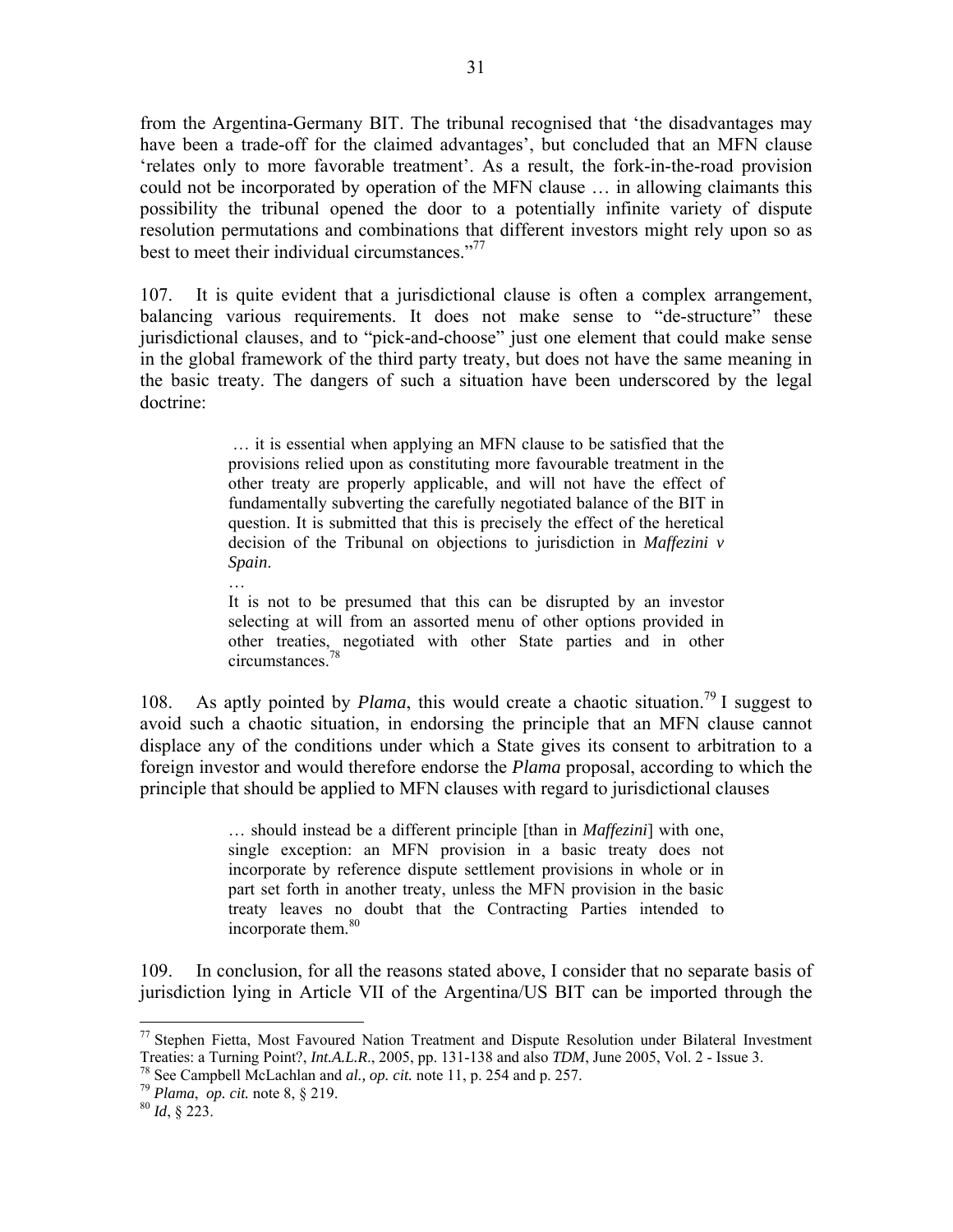from the Argentina-Germany BIT. The tribunal recognised that 'the disadvantages may have been a trade-off for the claimed advantages', but concluded that an MFN clause 'relates only to more favorable treatment'. As a result, the fork-in-the-road provision could not be incorporated by operation of the MFN clause … in allowing claimants this possibility the tribunal opened the door to a potentially infinite variety of dispute resolution permutations and combinations that different investors might rely upon so as best to meet their individual circumstances."[77]

107. It is quite evident that a jurisdictional clause is often a complex arrangement, balancing various requirements. It does not make sense to "de-structure" these jurisdictional clauses, and to "pick-and-choose" just one element that could make sense in the global framework of the third party treaty, but does not have the same meaning in the basic treaty. The dangers of such a situation have been underscored by the legal doctrine:

> … it is essential when applying an MFN clause to be satisfied that the provisions relied upon as constituting more favourable treatment in the other treaty are properly applicable, and will not have the effect of fundamentally subverting the carefully negotiated balance of the BIT in question. It is submitted that this is precisely the effect of the heretical decision of the Tribunal on objections to jurisdiction in *Maffezini v Spain*.
>
> …
>
> It is not to be presumed that this can be disrupted by an investor selecting at will from an assorted menu of other options provided in other treaties, negotiated with other State parties and in other circumstances.[78]

108. As aptly pointed by *Plama*, this would create a chaotic situation.[79] I suggest to avoid such a chaotic situation, in endorsing the principle that an MFN clause cannot displace any of the conditions under which a State gives its consent to arbitration to a foreign investor and would therefore endorse the *Plama* proposal, according to which the principle that should be applied to MFN clauses with regard to jurisdictional clauses

> … should instead be a different principle [than in *Maffezini*] with one, single exception: an MFN provision in a basic treaty does not incorporate by reference dispute settlement provisions in whole or in part set forth in another treaty, unless the MFN provision in the basic treaty leaves no doubt that the Contracting Parties intended to incorporate them.[80]

109. In conclusion, for all the reasons stated above, I consider that no separate basis of jurisdiction lying in Article VII of the Argentina/US BIT can be imported through the

---

[77] Stephen Fietta, Most Favoured Nation Treatment and Dispute Resolution under Bilateral Investment Treaties: a Turning Point?, *Int.A.L.R.*, 2005, pp. 131-138 and also *TDM*, June 2005, Vol. 2 - Issue 3.

[78] See Campbell McLachlan and *al., op. cit.* note 11, p. 254 and p. 257.

[79] *Plama*, *op. cit.* note 8, § 219.

[80] *Id*, § 223.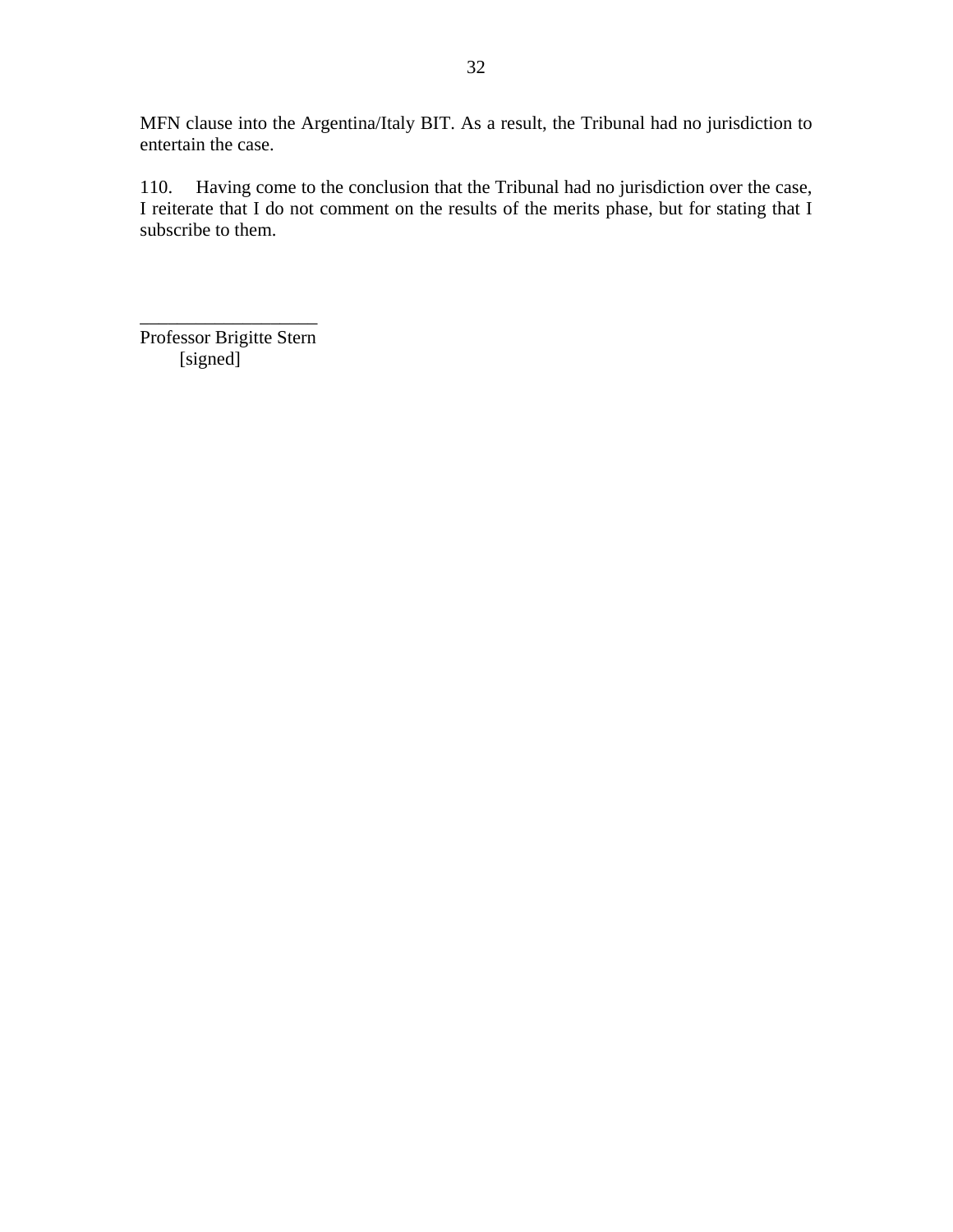MFN clause into the Argentina/Italy BIT. As a result, the Tribunal had no jurisdiction to entertain the case.

110. Having come to the conclusion that the Tribunal had no jurisdiction over the case, I reiterate that I do not comment on the results of the merits phase, but for stating that I subscribe to them.

___________________

Professor Brigitte Stern
[signed]